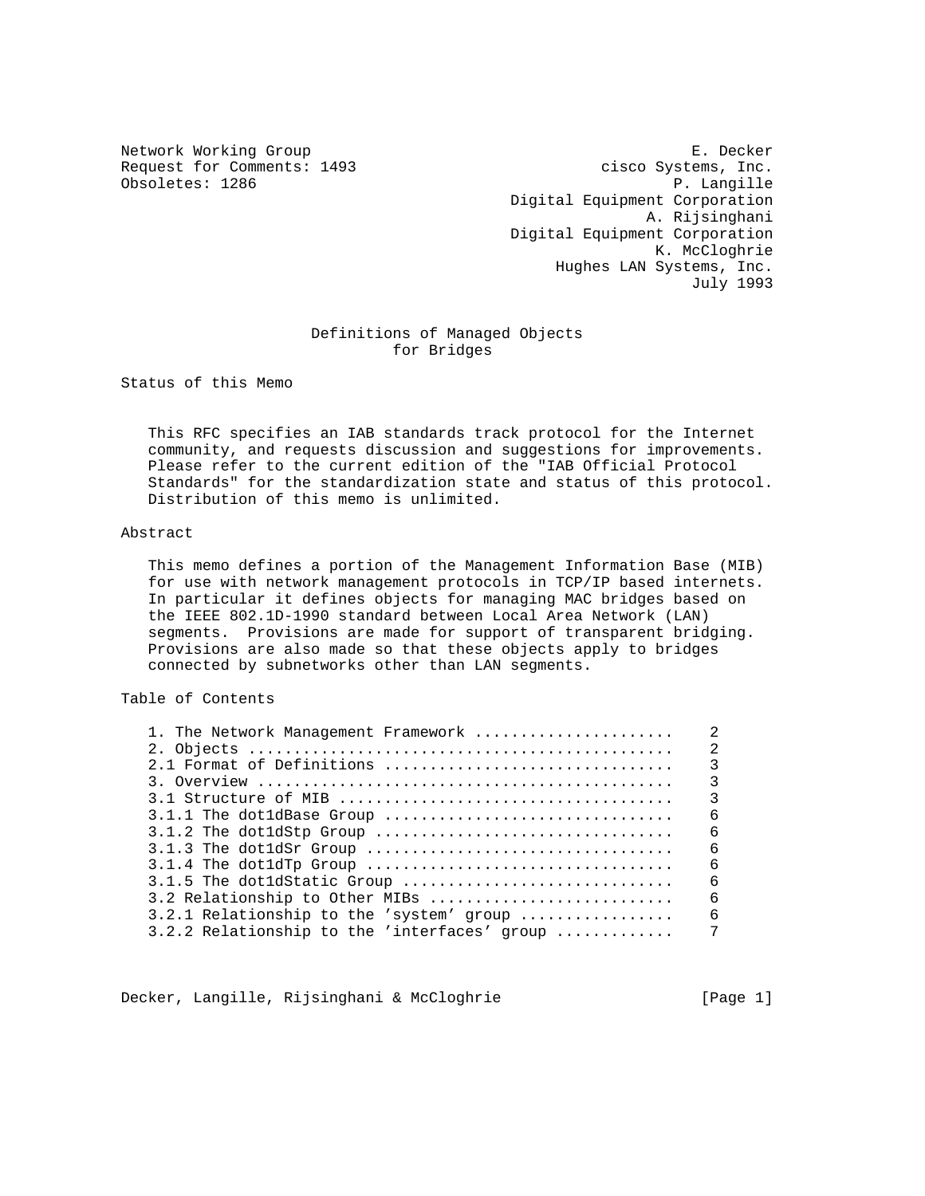Network Working Group E. Decker
Request for Comments: 1493 cisco Systems, Inc.
Obsoletes: 1286 P. Langille
Digital Equipment Corporation
A. Rijsinghani
Digital Equipment Corporation
K. McCloghrie
Hughes LAN Systems, Inc.
July 1993

# Definitions of Managed Objects for Bridges

## Status of this Memo

This RFC specifies an IAB standards track protocol for the Internet community, and requests discussion and suggestions for improvements. Please refer to the current edition of the "IAB Official Protocol Standards" for the standardization state and status of this protocol. Distribution of this memo is unlimited.

## Abstract

This memo defines a portion of the Management Information Base (MIB) for use with network management protocols in TCP/IP based internets. In particular it defines objects for managing MAC bridges based on the IEEE 802.1D-1990 standard between Local Area Network (LAN) segments. Provisions are made for support of transparent bridging. Provisions are also made so that these objects apply to bridges connected by subnetworks other than LAN segments.

## Table of Contents

```
1. The Network Management Framework ......................    2
2. Objects ...............................................    2
2.1 Format of Definitions ................................    3
3. Overview ..............................................    3
3.1 Structure of MIB .....................................    3
3.1.1 The dot1dBase Group ................................    6
3.1.2 The dot1dStp Group .................................    6
3.1.3 The dot1dSr Group ..................................    6
3.1.4 The dot1dTp Group ..................................    6
3.1.5 The dot1dStatic Group ..............................    6
3.2 Relationship to Other MIBs ...........................    6
3.2.1 Relationship to the 'system' group .................    6
3.2.2 Relationship to the 'interfaces' group .............    7
```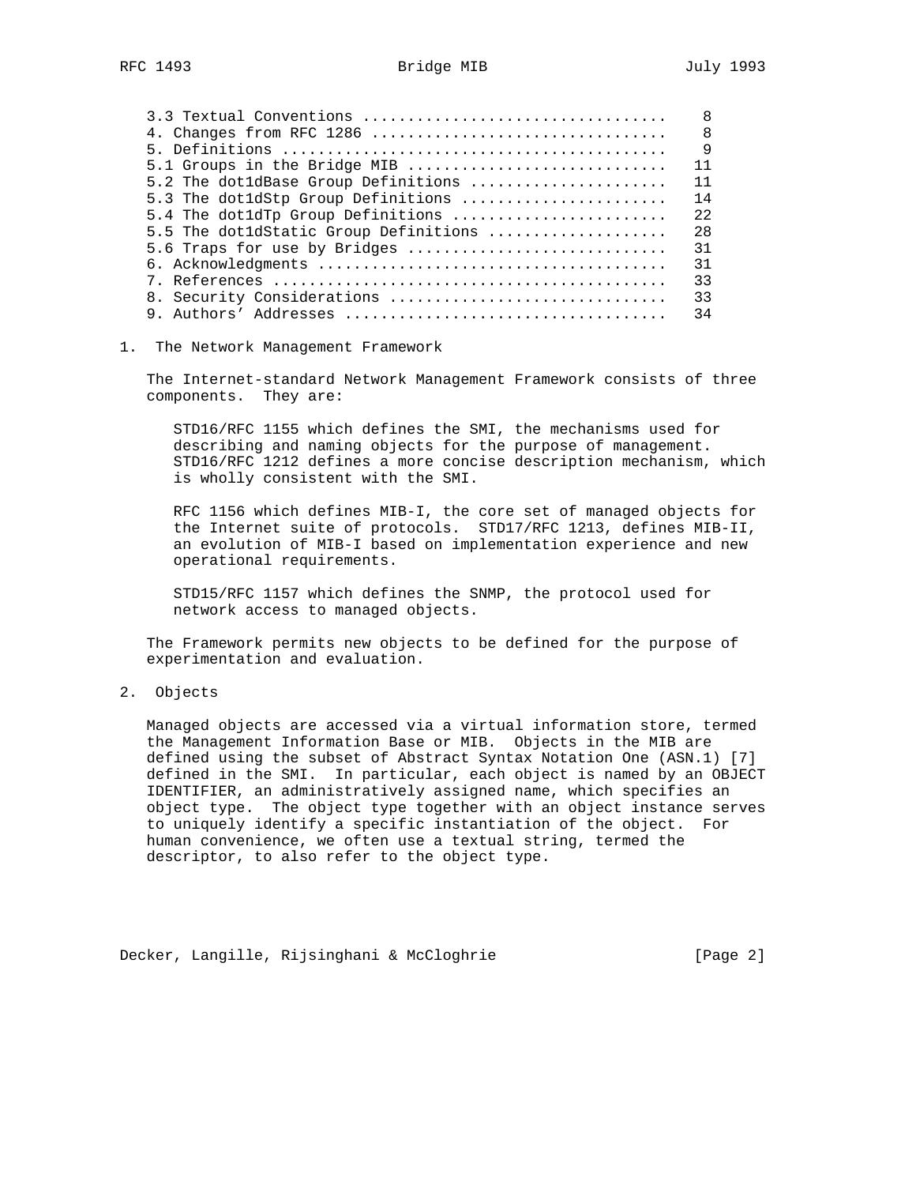| Section | Page |
|---|---|
| 3.3 Textual Conventions | 8 |
| 4. Changes from RFC 1286 | 8 |
| 5. Definitions | 9 |
| 5.1 Groups in the Bridge MIB | 11 |
| 5.2 The dot1dBase Group Definitions | 11 |
| 5.3 The dot1dStp Group Definitions | 14 |
| 5.4 The dot1dTp Group Definitions | 22 |
| 5.5 The dot1dStatic Group Definitions | 28 |
| 5.6 Traps for use by Bridges | 31 |
| 6. Acknowledgments | 31 |
| 7. References | 33 |
| 8. Security Considerations | 33 |
| 9. Authors' Addresses | 34 |

## 1. The Network Management Framework

The Internet-standard Network Management Framework consists of three components. They are:

STD16/RFC 1155 which defines the SMI, the mechanisms used for describing and naming objects for the purpose of management. STD16/RFC 1212 defines a more concise description mechanism, which is wholly consistent with the SMI.

RFC 1156 which defines MIB-I, the core set of managed objects for the Internet suite of protocols. STD17/RFC 1213, defines MIB-II, an evolution of MIB-I based on implementation experience and new operational requirements.

STD15/RFC 1157 which defines the SNMP, the protocol used for network access to managed objects.

The Framework permits new objects to be defined for the purpose of experimentation and evaluation.

## 2. Objects

Managed objects are accessed via a virtual information store, termed the Management Information Base or MIB. Objects in the MIB are defined using the subset of Abstract Syntax Notation One (ASN.1) [7] defined in the SMI. In particular, each object is named by an OBJECT IDENTIFIER, an administratively assigned name, which specifies an object type. The object type together with an object instance serves to uniquely identify a specific instantiation of the object. For human convenience, we often use a textual string, termed the descriptor, to also refer to the object type.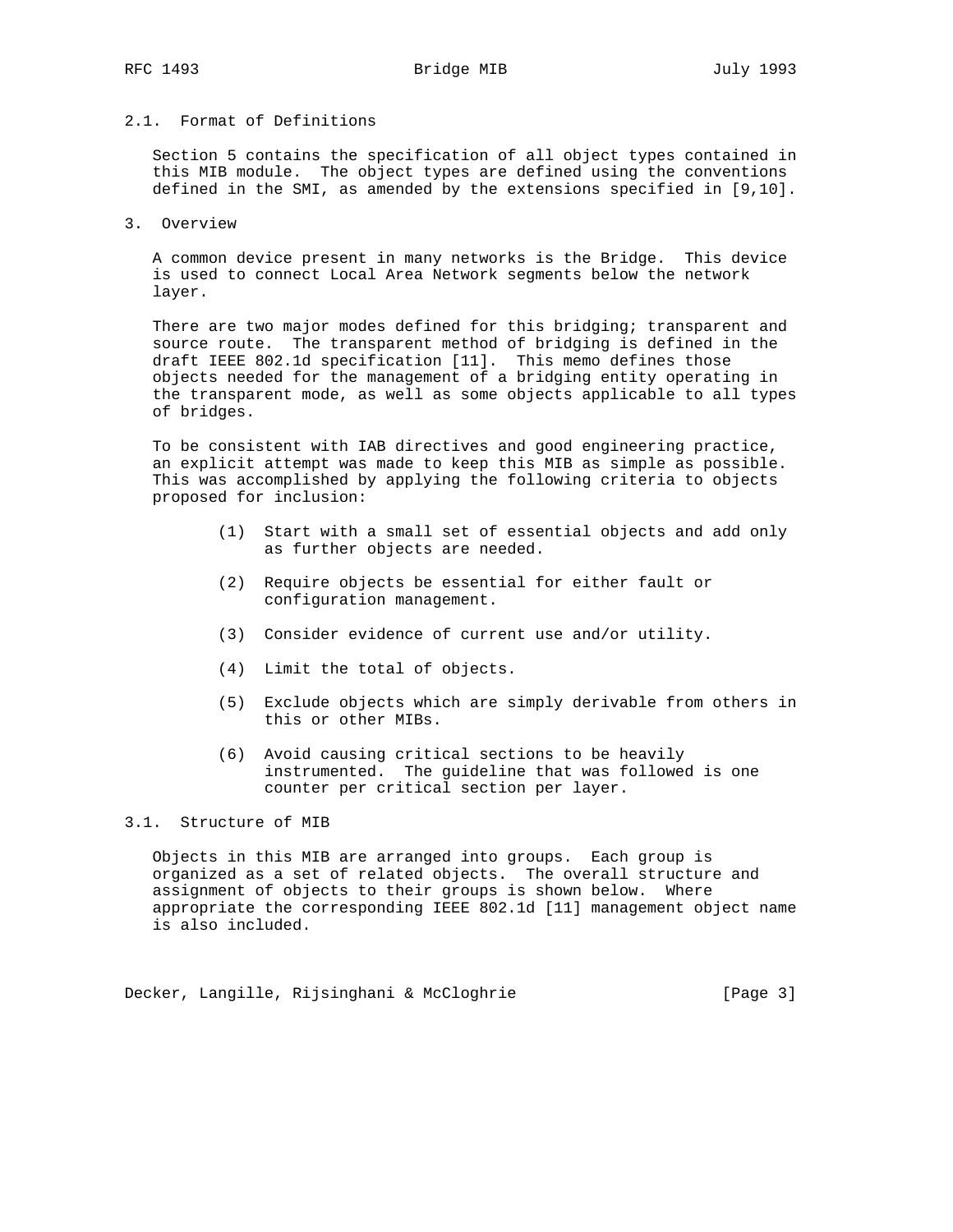## 2.1. Format of Definitions

Section 5 contains the specification of all object types contained in this MIB module. The object types are defined using the conventions defined in the SMI, as amended by the extensions specified in [9,10].

# 3. Overview

A common device present in many networks is the Bridge. This device is used to connect Local Area Network segments below the network layer.

There are two major modes defined for this bridging; transparent and source route. The transparent method of bridging is defined in the draft IEEE 802.1d specification [11]. This memo defines those objects needed for the management of a bridging entity operating in the transparent mode, as well as some objects applicable to all types of bridges.

To be consistent with IAB directives and good engineering practice, an explicit attempt was made to keep this MIB as simple as possible. This was accomplished by applying the following criteria to objects proposed for inclusion:

(1) Start with a small set of essential objects and add only as further objects are needed.

(2) Require objects be essential for either fault or configuration management.

(3) Consider evidence of current use and/or utility.

(4) Limit the total of objects.

(5) Exclude objects which are simply derivable from others in this or other MIBs.

(6) Avoid causing critical sections to be heavily instrumented. The guideline that was followed is one counter per critical section per layer.

## 3.1. Structure of MIB

Objects in this MIB are arranged into groups. Each group is organized as a set of related objects. The overall structure and assignment of objects to their groups is shown below. Where appropriate the corresponding IEEE 802.1d [11] management object name is also included.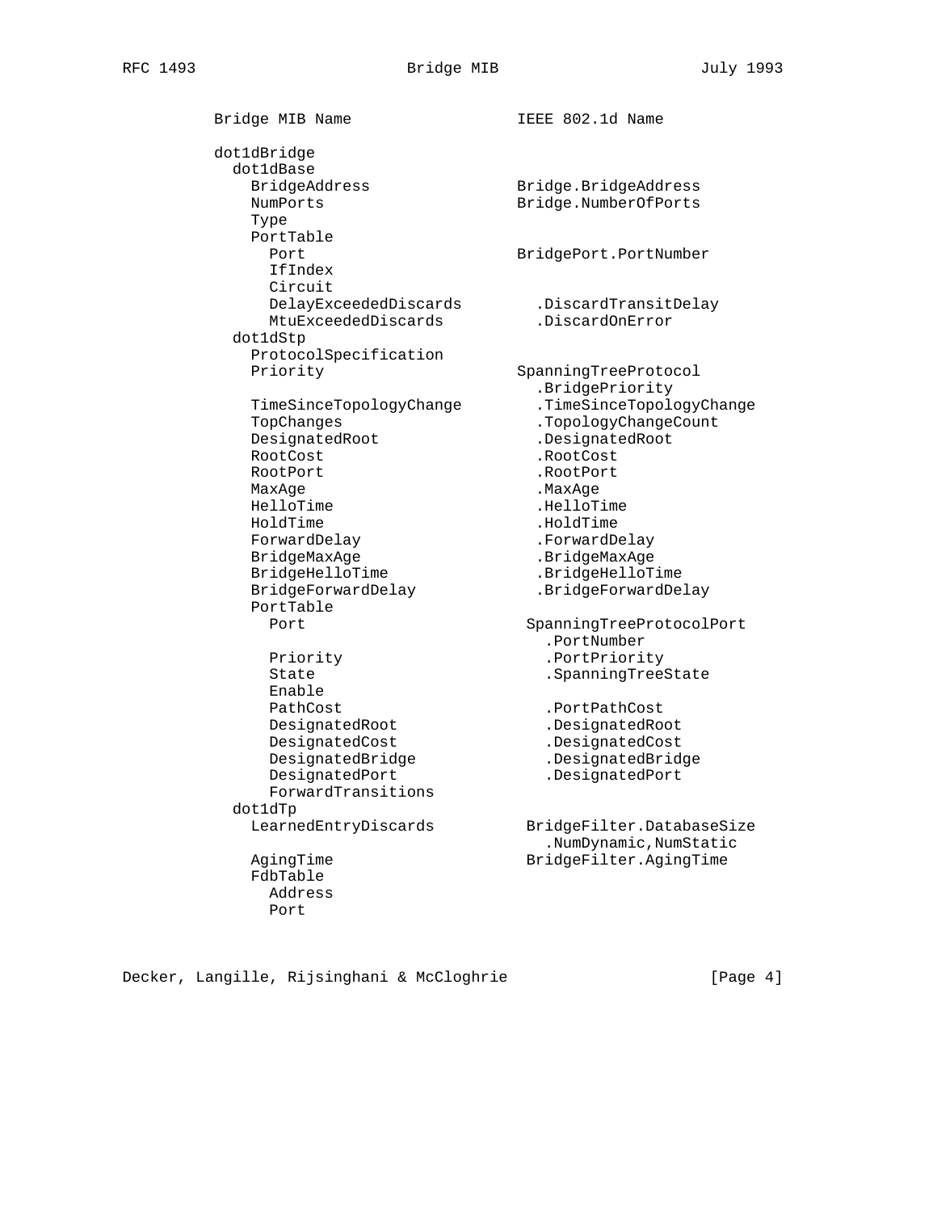```
Bridge MIB Name                  IEEE 802.1d Name

dot1dBridge
  dot1dBase
    BridgeAddress                Bridge.BridgeAddress
    NumPorts                     Bridge.NumberOfPorts
    Type
    PortTable
      Port                       BridgePort.PortNumber
      IfIndex
      Circuit
      DelayExceededDiscards        .DiscardTransitDelay
      MtuExceededDiscards          .DiscardOnError
  dot1dStp
    ProtocolSpecification
    Priority                     SpanningTreeProtocol
                                   .BridgePriority
    TimeSinceTopologyChange        .TimeSinceTopologyChange
    TopChanges                     .TopologyChangeCount
    DesignatedRoot                 .DesignatedRoot
    RootCost                       .RootCost
    RootPort                       .RootPort
    MaxAge                         .MaxAge
    HelloTime                      .HelloTime
    HoldTime                       .HoldTime
    ForwardDelay                   .ForwardDelay
    BridgeMaxAge                   .BridgeMaxAge
    BridgeHelloTime                .BridgeHelloTime
    BridgeForwardDelay             .BridgeForwardDelay
    PortTable
      Port                        SpanningTreeProtocolPort
                                    .PortNumber
      Priority                      .PortPriority
      State                         .SpanningTreeState
      Enable
      PathCost                      .PortPathCost
      DesignatedRoot                .DesignatedRoot
      DesignatedCost                .DesignatedCost
      DesignatedBridge              .DesignatedBridge
      DesignatedPort                .DesignatedPort
      ForwardTransitions
  dot1dTp
    LearnedEntryDiscards          BridgeFilter.DatabaseSize
                                    .NumDynamic,NumStatic
    AgingTime                     BridgeFilter.AgingTime
    FdbTable
      Address
      Port
```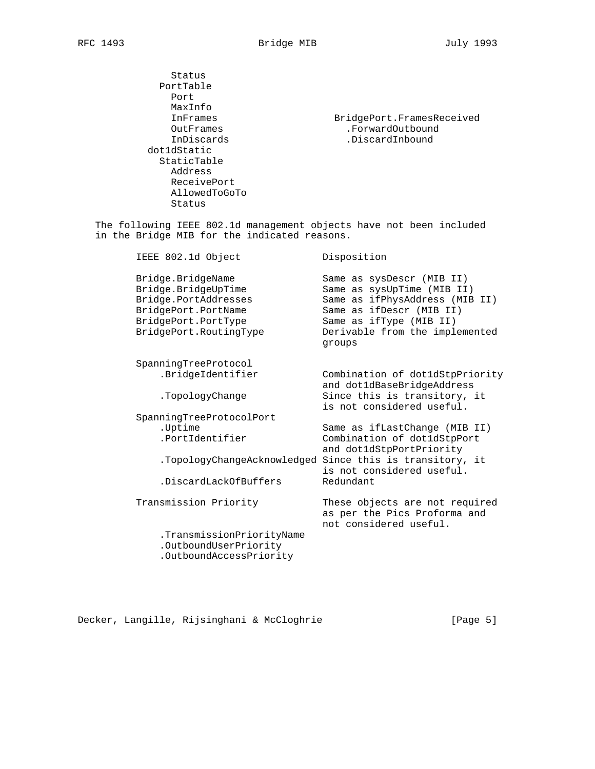```
            Status
          PortTable
            Port
            MaxInfo
            InFrames                      BridgePort.FramesReceived
            OutFrames                       .ForwardOutbound
            InDiscards                      .DiscardInbound
        dot1dStatic
          StaticTable
            Address
            ReceivePort
            AllowedToGoTo
            Status
```

The following IEEE 802.1d management objects have not been included in the Bridge MIB for the indicated reasons.

```
       IEEE 802.1d Object              Disposition

       Bridge.BridgeName               Same as sysDescr (MIB II)
       Bridge.BridgeUpTime             Same as sysUpTime (MIB II)
       Bridge.PortAddresses            Same as ifPhysAddress (MIB II)
       BridgePort.PortName             Same as ifDescr (MIB II)
       BridgePort.PortType             Same as ifType (MIB II)
       BridgePort.RoutingType          Derivable from the implemented
                                       groups

       SpanningTreeProtocol
           .BridgeIdentifier           Combination of dot1dStpPriority
                                       and dot1dBaseBridgeAddress
           .TopologyChange             Since this is transitory, it
                                       is not considered useful.
       SpanningTreeProtocolPort
           .Uptime                     Same as ifLastChange (MIB II)
           .PortIdentifier             Combination of dot1dStpPort
                                       and dot1dStpPortPriority
           .TopologyChangeAcknowledged Since this is transitory, it
                                       is not considered useful.
           .DiscardLackOfBuffers       Redundant

       Transmission Priority           These objects are not required
                                       as per the Pics Proforma and
                                       not considered useful.
           .TransmissionPriorityName
           .OutboundUserPriority
           .OutboundAccessPriority
```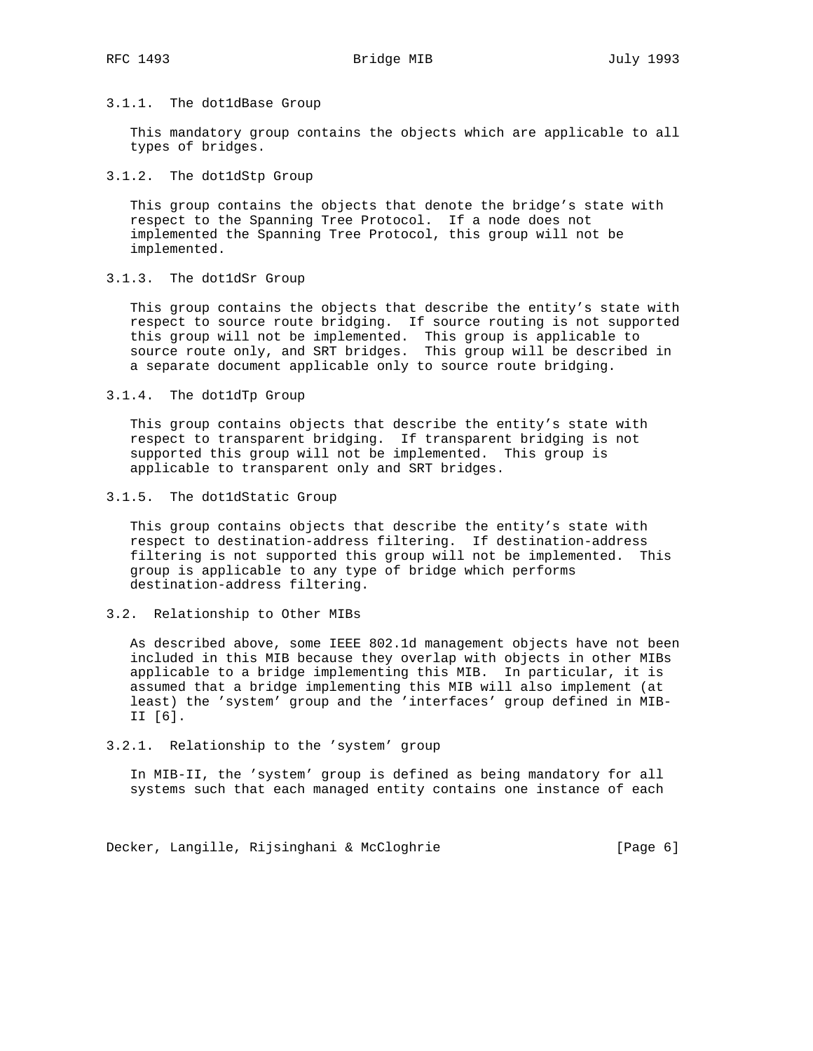### 3.1.1. The dot1dBase Group

This mandatory group contains the objects which are applicable to all types of bridges.

### 3.1.2. The dot1dStp Group

This group contains the objects that denote the bridge's state with respect to the Spanning Tree Protocol. If a node does not implemented the Spanning Tree Protocol, this group will not be implemented.

### 3.1.3. The dot1dSr Group

This group contains the objects that describe the entity's state with respect to source route bridging. If source routing is not supported this group will not be implemented. This group is applicable to source route only, and SRT bridges. This group will be described in a separate document applicable only to source route bridging.

### 3.1.4. The dot1dTp Group

This group contains objects that describe the entity's state with respect to transparent bridging. If transparent bridging is not supported this group will not be implemented. This group is applicable to transparent only and SRT bridges.

### 3.1.5. The dot1dStatic Group

This group contains objects that describe the entity's state with respect to destination-address filtering. If destination-address filtering is not supported this group will not be implemented. This group is applicable to any type of bridge which performs destination-address filtering.

## 3.2. Relationship to Other MIBs

As described above, some IEEE 802.1d management objects have not been included in this MIB because they overlap with objects in other MIBs applicable to a bridge implementing this MIB. In particular, it is assumed that a bridge implementing this MIB will also implement (at least) the 'system' group and the 'interfaces' group defined in MIB-II [6].

### 3.2.1. Relationship to the 'system' group

In MIB-II, the 'system' group is defined as being mandatory for all systems such that each managed entity contains one instance of each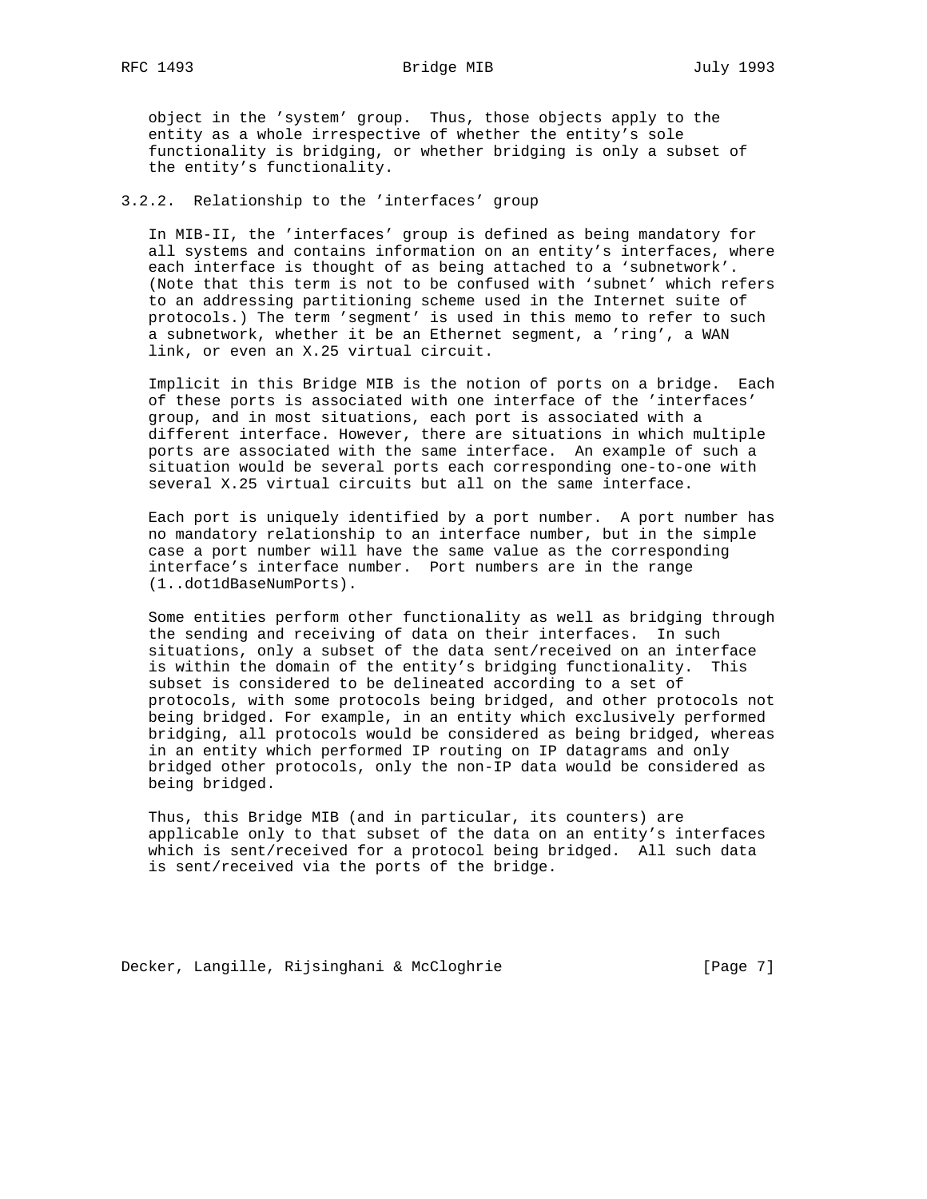object in the 'system' group. Thus, those objects apply to the entity as a whole irrespective of whether the entity's sole functionality is bridging, or whether bridging is only a subset of the entity's functionality.

### 3.2.2. Relationship to the 'interfaces' group

In MIB-II, the 'interfaces' group is defined as being mandatory for all systems and contains information on an entity's interfaces, where each interface is thought of as being attached to a 'subnetwork'. (Note that this term is not to be confused with 'subnet' which refers to an addressing partitioning scheme used in the Internet suite of protocols.) The term 'segment' is used in this memo to refer to such a subnetwork, whether it be an Ethernet segment, a 'ring', a WAN link, or even an X.25 virtual circuit.

Implicit in this Bridge MIB is the notion of ports on a bridge. Each of these ports is associated with one interface of the 'interfaces' group, and in most situations, each port is associated with a different interface. However, there are situations in which multiple ports are associated with the same interface. An example of such a situation would be several ports each corresponding one-to-one with several X.25 virtual circuits but all on the same interface.

Each port is uniquely identified by a port number. A port number has no mandatory relationship to an interface number, but in the simple case a port number will have the same value as the corresponding interface's interface number. Port numbers are in the range (1..dot1dBaseNumPorts).

Some entities perform other functionality as well as bridging through the sending and receiving of data on their interfaces. In such situations, only a subset of the data sent/received on an interface is within the domain of the entity's bridging functionality. This subset is considered to be delineated according to a set of protocols, with some protocols being bridged, and other protocols not being bridged. For example, in an entity which exclusively performed bridging, all protocols would be considered as being bridged, whereas in an entity which performed IP routing on IP datagrams and only bridged other protocols, only the non-IP data would be considered as being bridged.

Thus, this Bridge MIB (and in particular, its counters) are applicable only to that subset of the data on an entity's interfaces which is sent/received for a protocol being bridged. All such data is sent/received via the ports of the bridge.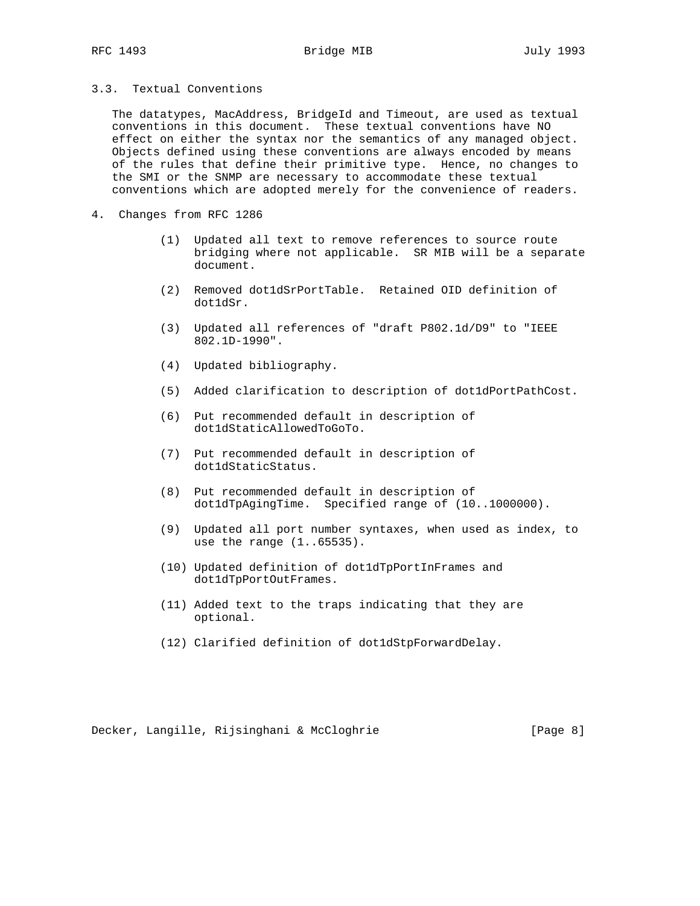## 3.3. Textual Conventions

The datatypes, MacAddress, BridgeId and Timeout, are used as textual conventions in this document. These textual conventions have NO effect on either the syntax nor the semantics of any managed object. Objects defined using these conventions are always encoded by means of the rules that define their primitive type. Hence, no changes to the SMI or the SNMP are necessary to accommodate these textual conventions which are adopted merely for the convenience of readers.

# 4. Changes from RFC 1286

(1) Updated all text to remove references to source route bridging where not applicable. SR MIB will be a separate document.

(2) Removed dot1dSrPortTable. Retained OID definition of dot1dSr.

(3) Updated all references of "draft P802.1d/D9" to "IEEE 802.1D-1990".

(4) Updated bibliography.

(5) Added clarification to description of dot1dPortPathCost.

(6) Put recommended default in description of dot1dStaticAllowedToGoTo.

(7) Put recommended default in description of dot1dStaticStatus.

(8) Put recommended default in description of dot1dTpAgingTime. Specified range of (10..1000000).

(9) Updated all port number syntaxes, when used as index, to use the range (1..65535).

(10) Updated definition of dot1dTpPortInFrames and dot1dTpPortOutFrames.

(11) Added text to the traps indicating that they are optional.

(12) Clarified definition of dot1dStpForwardDelay.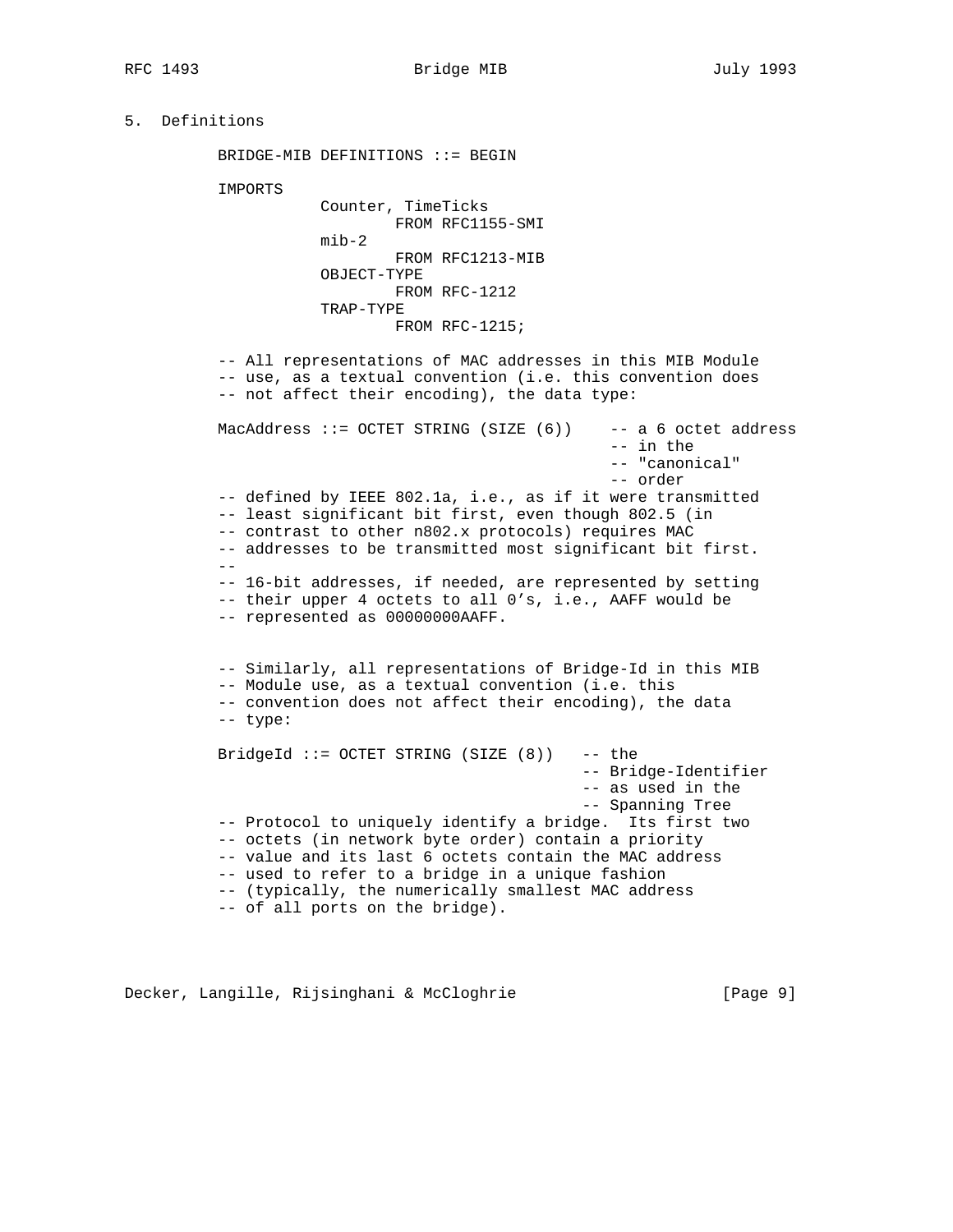## 5. Definitions

```
BRIDGE-MIB DEFINITIONS ::= BEGIN

IMPORTS
          Counter, TimeTicks
                 FROM RFC1155-SMI
          mib-2
                 FROM RFC1213-MIB
          OBJECT-TYPE
                 FROM RFC-1212
          TRAP-TYPE
                 FROM RFC-1215;

-- All representations of MAC addresses in this MIB Module
-- use, as a textual convention (i.e. this convention does
-- not affect their encoding), the data type:

MacAddress ::= OCTET STRING (SIZE (6))    -- a 6 octet address
                                          -- in the
                                          -- "canonical"
                                          -- order
-- defined by IEEE 802.1a, i.e., as if it were transmitted
-- least significant bit first, even though 802.5 (in
-- contrast to other n802.x protocols) requires MAC
-- addresses to be transmitted most significant bit first.
--
-- 16-bit addresses, if needed, are represented by setting
-- their upper 4 octets to all 0's, i.e., AAFF would be
-- represented as 00000000AAFF.


-- Similarly, all representations of Bridge-Id in this MIB
-- Module use, as a textual convention (i.e. this
-- convention does not affect their encoding), the data
-- type:

BridgeId ::= OCTET STRING (SIZE (8))   -- the
                                       -- Bridge-Identifier
                                       -- as used in the
                                       -- Spanning Tree
-- Protocol to uniquely identify a bridge.  Its first two
-- octets (in network byte order) contain a priority
-- value and its last 6 octets contain the MAC address
-- used to refer to a bridge in a unique fashion
-- (typically, the numerically smallest MAC address
-- of all ports on the bridge).
```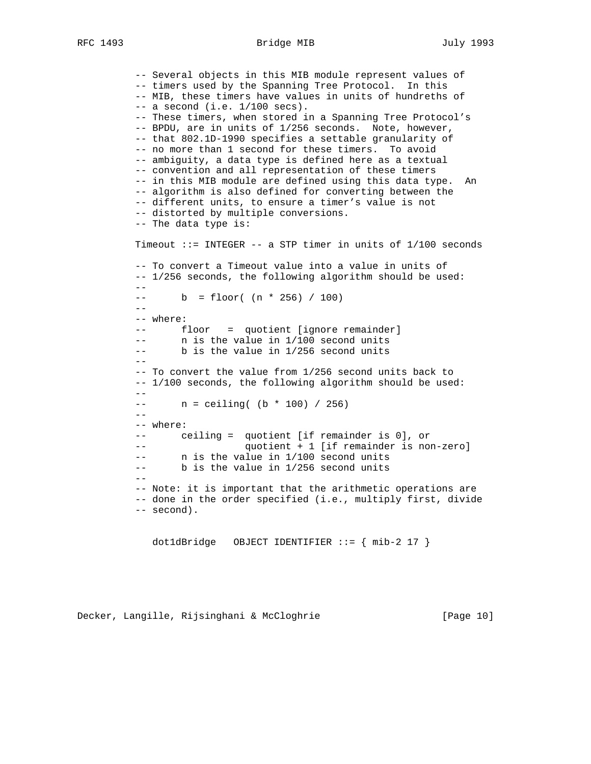```
-- Several objects in this MIB module represent values of
-- timers used by the Spanning Tree Protocol.  In this
-- MIB, these timers have values in units of hundreths of
-- a second (i.e. 1/100 secs).
-- These timers, when stored in a Spanning Tree Protocol's
-- BPDU, are in units of 1/256 seconds.  Note, however,
-- that 802.1D-1990 specifies a settable granularity of
-- no more than 1 second for these timers.  To avoid
-- ambiguity, a data type is defined here as a textual
-- convention and all representation of these timers
-- in this MIB module are defined using this data type.  An
-- algorithm is also defined for converting between the
-- different units, to ensure a timer's value is not
-- distorted by multiple conversions.
-- The data type is:

Timeout ::= INTEGER -- a STP timer in units of 1/100 seconds

-- To convert a Timeout value into a value in units of
-- 1/256 seconds, the following algorithm should be used:
--
--      b  = floor( (n * 256) / 100)
--
-- where:
--      floor   =  quotient [ignore remainder]
--      n is the value in 1/100 second units
--      b is the value in 1/256 second units
--
-- To convert the value from 1/256 second units back to
-- 1/100 seconds, the following algorithm should be used:
--
--      n = ceiling( (b * 100) / 256)
--
-- where:
--      ceiling =  quotient [if remainder is 0], or
--                 quotient + 1 [if remainder is non-zero]
--      n is the value in 1/100 second units
--      b is the value in 1/256 second units
--
-- Note: it is important that the arithmetic operations are
-- done in the order specified (i.e., multiply first, divide
-- second).


   dot1dBridge   OBJECT IDENTIFIER ::= { mib-2 17 }
```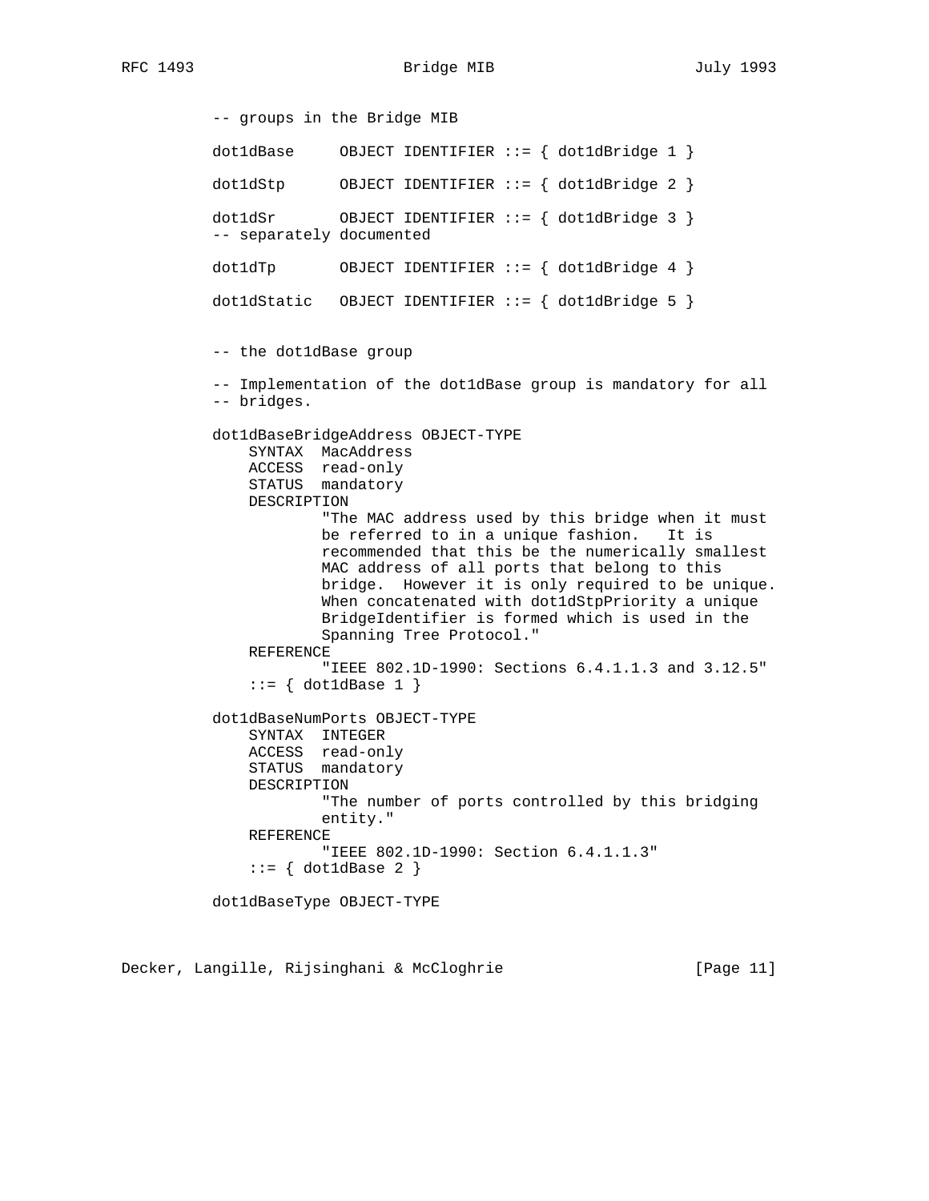```
-- groups in the Bridge MIB

dot1dBase     OBJECT IDENTIFIER ::= { dot1dBridge 1 }

dot1dStp      OBJECT IDENTIFIER ::= { dot1dBridge 2 }

dot1dSr       OBJECT IDENTIFIER ::= { dot1dBridge 3 }
-- separately documented

dot1dTp       OBJECT IDENTIFIER ::= { dot1dBridge 4 }

dot1dStatic   OBJECT IDENTIFIER ::= { dot1dBridge 5 }


-- the dot1dBase group

-- Implementation of the dot1dBase group is mandatory for all
-- bridges.

dot1dBaseBridgeAddress OBJECT-TYPE
    SYNTAX  MacAddress
    ACCESS  read-only
    STATUS  mandatory
    DESCRIPTION
            "The MAC address used by this bridge when it must
            be referred to in a unique fashion.   It is
            recommended that this be the numerically smallest
            MAC address of all ports that belong to this
            bridge.  However it is only required to be unique.
            When concatenated with dot1dStpPriority a unique
            BridgeIdentifier is formed which is used in the
            Spanning Tree Protocol."
    REFERENCE
            "IEEE 802.1D-1990: Sections 6.4.1.1.3 and 3.12.5"
    ::= { dot1dBase 1 }

dot1dBaseNumPorts OBJECT-TYPE
    SYNTAX  INTEGER
    ACCESS  read-only
    STATUS  mandatory
    DESCRIPTION
            "The number of ports controlled by this bridging
            entity."
    REFERENCE
            "IEEE 802.1D-1990: Section 6.4.1.1.3"
    ::= { dot1dBase 2 }

dot1dBaseType OBJECT-TYPE
```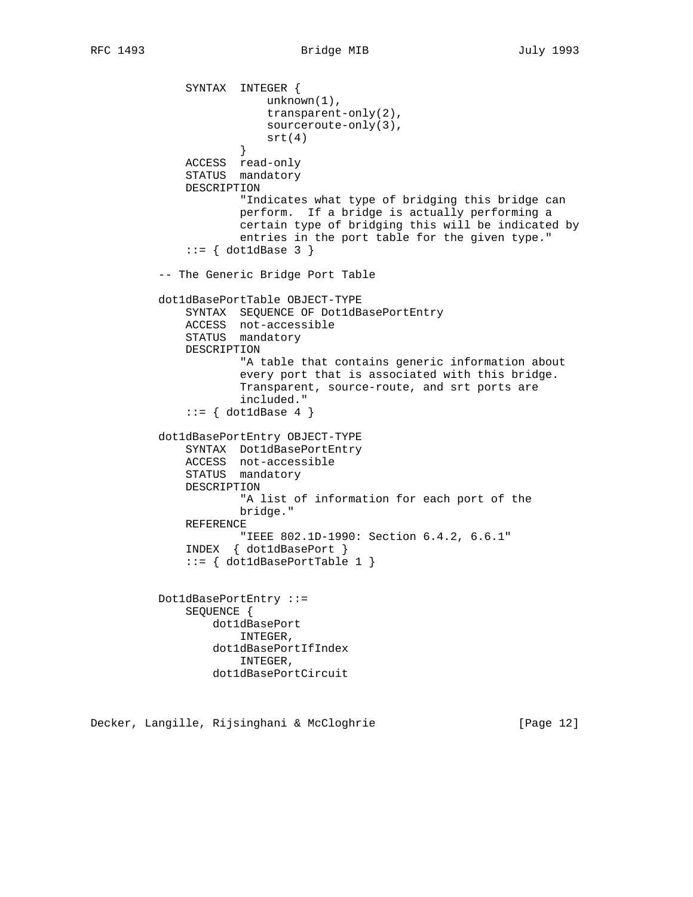```
            SYNTAX  INTEGER {
                        unknown(1),
                        transparent-only(2),
                        sourceroute-only(3),
                        srt(4)
                    }
            ACCESS  read-only
            STATUS  mandatory
            DESCRIPTION
                    "Indicates what type of bridging this bridge can
                    perform.  If a bridge is actually performing a
                    certain type of bridging this will be indicated by
                    entries in the port table for the given type."
            ::= { dot1dBase 3 }

        -- The Generic Bridge Port Table

        dot1dBasePortTable OBJECT-TYPE
            SYNTAX  SEQUENCE OF Dot1dBasePortEntry
            ACCESS  not-accessible
            STATUS  mandatory
            DESCRIPTION
                    "A table that contains generic information about
                    every port that is associated with this bridge.
                    Transparent, source-route, and srt ports are
                    included."
            ::= { dot1dBase 4 }

        dot1dBasePortEntry OBJECT-TYPE
            SYNTAX  Dot1dBasePortEntry
            ACCESS  not-accessible
            STATUS  mandatory
            DESCRIPTION
                    "A list of information for each port of the
                    bridge."
            REFERENCE
                    "IEEE 802.1D-1990: Section 6.4.2, 6.6.1"
            INDEX  { dot1dBasePort }
            ::= { dot1dBasePortTable 1 }


        Dot1dBasePortEntry ::=
            SEQUENCE {
                dot1dBasePort
                    INTEGER,
                dot1dBasePortIfIndex
                    INTEGER,
                dot1dBasePortCircuit
```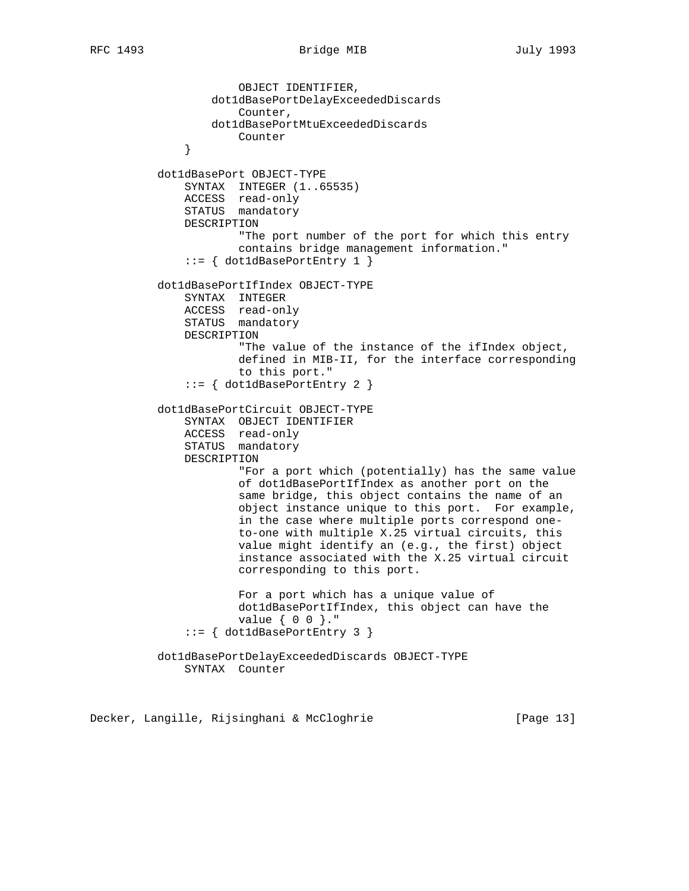```
                   OBJECT IDENTIFIER,
               dot1dBasePortDelayExceededDiscards
                   Counter,
               dot1dBasePortMtuExceededDiscards
                   Counter
           }

           dot1dBasePort OBJECT-TYPE
               SYNTAX  INTEGER (1..65535)
               ACCESS  read-only
               STATUS  mandatory
               DESCRIPTION
                       "The port number of the port for which this entry
                       contains bridge management information."
               ::= { dot1dBasePortEntry 1 }

           dot1dBasePortIfIndex OBJECT-TYPE
               SYNTAX  INTEGER
               ACCESS  read-only
               STATUS  mandatory
               DESCRIPTION
                       "The value of the instance of the ifIndex object,
                       defined in MIB-II, for the interface corresponding
                       to this port."
               ::= { dot1dBasePortEntry 2 }

           dot1dBasePortCircuit OBJECT-TYPE
               SYNTAX  OBJECT IDENTIFIER
               ACCESS  read-only
               STATUS  mandatory
               DESCRIPTION
                       "For a port which (potentially) has the same value
                       of dot1dBasePortIfIndex as another port on the
                       same bridge, this object contains the name of an
                       object instance unique to this port.  For example,
                       in the case where multiple ports correspond one-
                       to-one with multiple X.25 virtual circuits, this
                       value might identify an (e.g., the first) object
                       instance associated with the X.25 virtual circuit
                       corresponding to this port.

                       For a port which has a unique value of
                       dot1dBasePortIfIndex, this object can have the
                       value { 0 0 }."
               ::= { dot1dBasePortEntry 3 }

           dot1dBasePortDelayExceededDiscards OBJECT-TYPE
               SYNTAX  Counter
```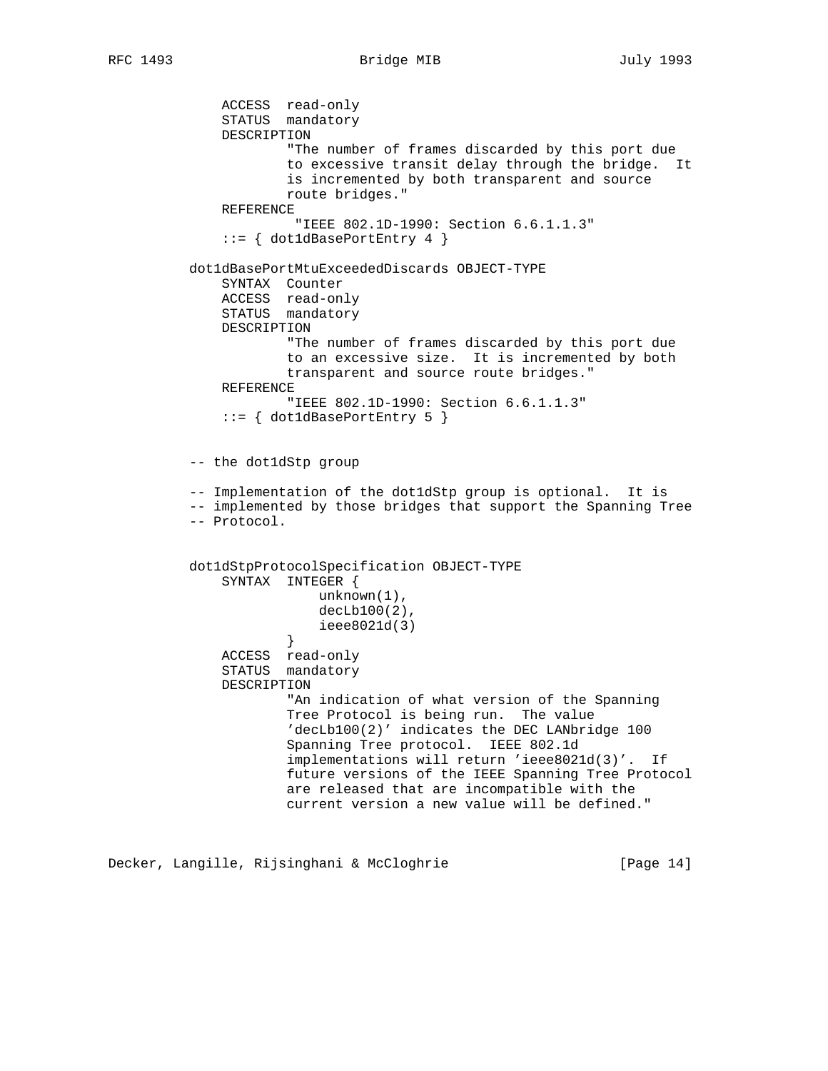```
    ACCESS  read-only
    STATUS  mandatory
    DESCRIPTION
            "The number of frames discarded by this port due
            to excessive transit delay through the bridge.  It
            is incremented by both transparent and source
            route bridges."
    REFERENCE
             "IEEE 802.1D-1990: Section 6.6.1.1.3"
    ::= { dot1dBasePortEntry 4 }

dot1dBasePortMtuExceededDiscards OBJECT-TYPE
    SYNTAX  Counter
    ACCESS  read-only
    STATUS  mandatory
    DESCRIPTION
            "The number of frames discarded by this port due
            to an excessive size.  It is incremented by both
            transparent and source route bridges."
    REFERENCE
            "IEEE 802.1D-1990: Section 6.6.1.1.3"
    ::= { dot1dBasePortEntry 5 }


-- the dot1dStp group

-- Implementation of the dot1dStp group is optional.  It is
-- implemented by those bridges that support the Spanning Tree
-- Protocol.


dot1dStpProtocolSpecification OBJECT-TYPE
    SYNTAX  INTEGER {
                unknown(1),
                decLb100(2),
                ieee8021d(3)
            }
    ACCESS  read-only
    STATUS  mandatory
    DESCRIPTION
            "An indication of what version of the Spanning
            Tree Protocol is being run.  The value
            'decLb100(2)' indicates the DEC LANbridge 100
            Spanning Tree protocol.  IEEE 802.1d
            implementations will return 'ieee8021d(3)'.  If
            future versions of the IEEE Spanning Tree Protocol
            are released that are incompatible with the
            current version a new value will be defined."
```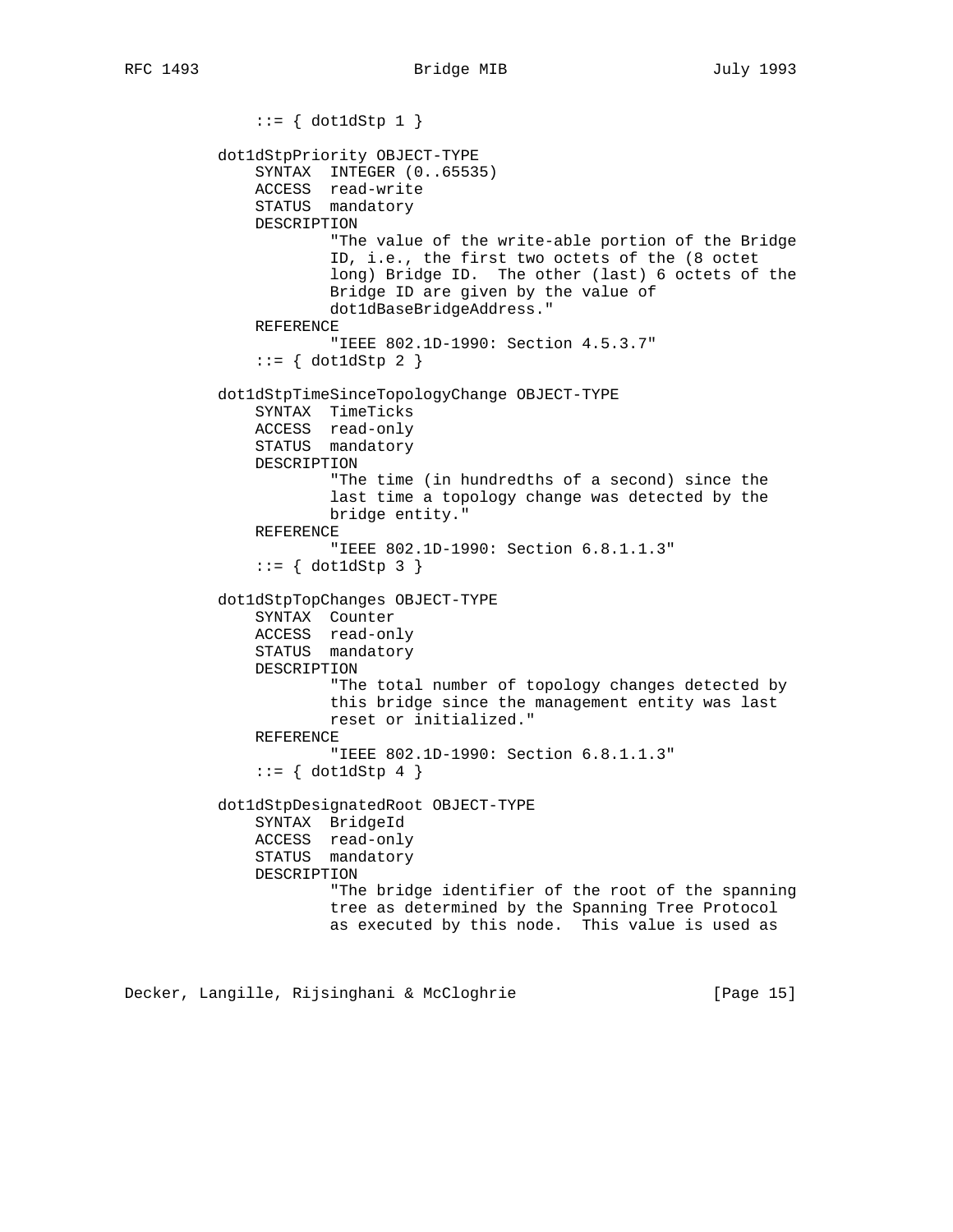```
            ::= { dot1dStp 1 }

        dot1dStpPriority OBJECT-TYPE
            SYNTAX  INTEGER (0..65535)
            ACCESS  read-write
            STATUS  mandatory
            DESCRIPTION
                    "The value of the write-able portion of the Bridge
                    ID, i.e., the first two octets of the (8 octet
                    long) Bridge ID.  The other (last) 6 octets of the
                    Bridge ID are given by the value of
                    dot1dBaseBridgeAddress."
            REFERENCE
                    "IEEE 802.1D-1990: Section 4.5.3.7"
            ::= { dot1dStp 2 }

        dot1dStpTimeSinceTopologyChange OBJECT-TYPE
            SYNTAX  TimeTicks
            ACCESS  read-only
            STATUS  mandatory
            DESCRIPTION
                    "The time (in hundredths of a second) since the
                    last time a topology change was detected by the
                    bridge entity."
            REFERENCE
                    "IEEE 802.1D-1990: Section 6.8.1.1.3"
            ::= { dot1dStp 3 }

        dot1dStpTopChanges OBJECT-TYPE
            SYNTAX  Counter
            ACCESS  read-only
            STATUS  mandatory
            DESCRIPTION
                    "The total number of topology changes detected by
                    this bridge since the management entity was last
                    reset or initialized."
            REFERENCE
                    "IEEE 802.1D-1990: Section 6.8.1.1.3"
            ::= { dot1dStp 4 }

        dot1dStpDesignatedRoot OBJECT-TYPE
            SYNTAX  BridgeId
            ACCESS  read-only
            STATUS  mandatory
            DESCRIPTION
                    "The bridge identifier of the root of the spanning
                    tree as determined by the Spanning Tree Protocol
                    as executed by this node.  This value is used as
```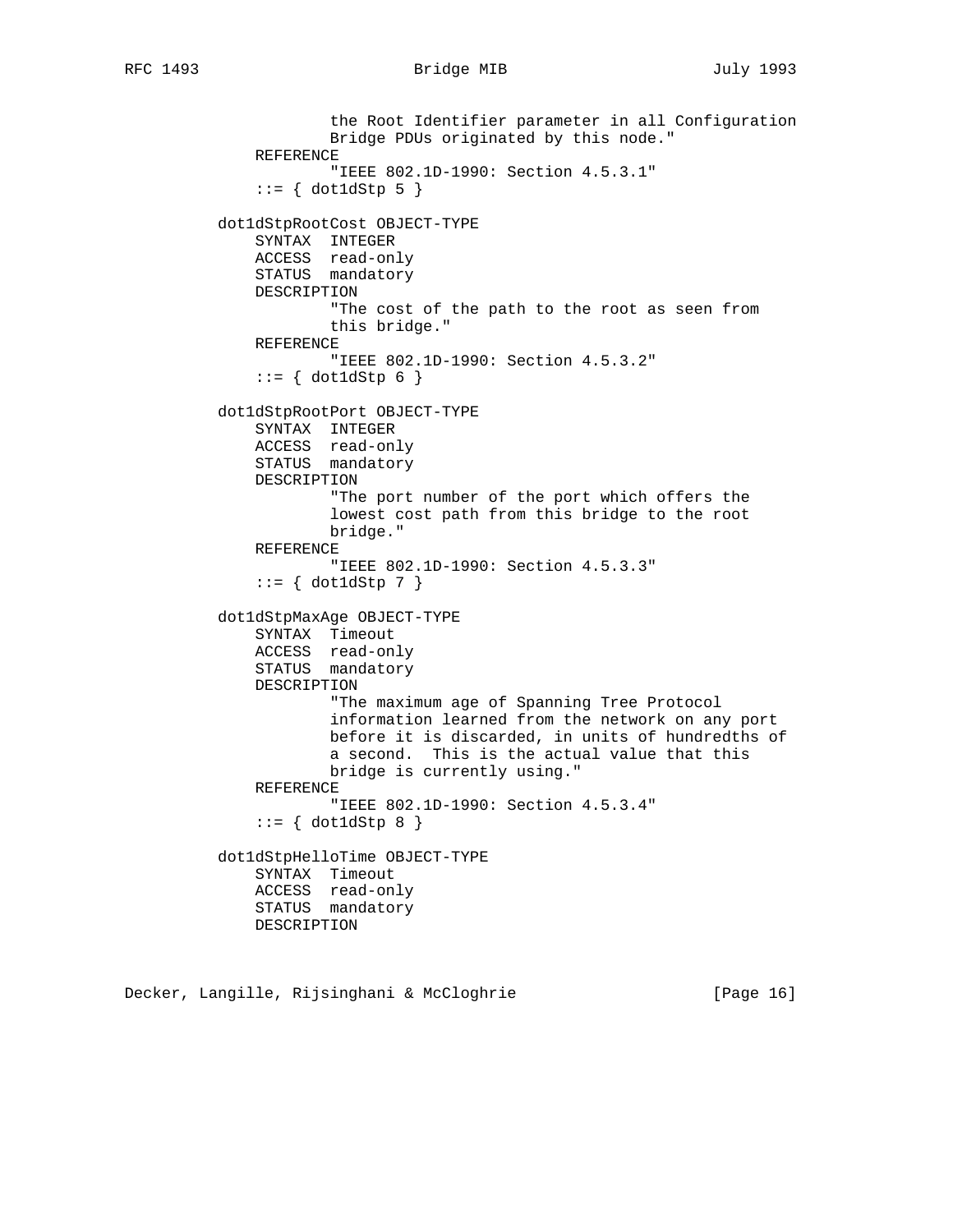```
                the Root Identifier parameter in all Configuration
                Bridge PDUs originated by this node."
        REFERENCE
                "IEEE 802.1D-1990: Section 4.5.3.1"
        ::= { dot1dStp 5 }

    dot1dStpRootCost OBJECT-TYPE
        SYNTAX  INTEGER
        ACCESS  read-only
        STATUS  mandatory
        DESCRIPTION
                "The cost of the path to the root as seen from
                this bridge."
        REFERENCE
                "IEEE 802.1D-1990: Section 4.5.3.2"
        ::= { dot1dStp 6 }

    dot1dStpRootPort OBJECT-TYPE
        SYNTAX  INTEGER
        ACCESS  read-only
        STATUS  mandatory
        DESCRIPTION
                "The port number of the port which offers the
                lowest cost path from this bridge to the root
                bridge."
        REFERENCE
                "IEEE 802.1D-1990: Section 4.5.3.3"
        ::= { dot1dStp 7 }

    dot1dStpMaxAge OBJECT-TYPE
        SYNTAX  Timeout
        ACCESS  read-only
        STATUS  mandatory
        DESCRIPTION
                "The maximum age of Spanning Tree Protocol
                information learned from the network on any port
                before it is discarded, in units of hundredths of
                a second.  This is the actual value that this
                bridge is currently using."
        REFERENCE
                "IEEE 802.1D-1990: Section 4.5.3.4"
        ::= { dot1dStp 8 }

    dot1dStpHelloTime OBJECT-TYPE
        SYNTAX  Timeout
        ACCESS  read-only
        STATUS  mandatory
        DESCRIPTION
```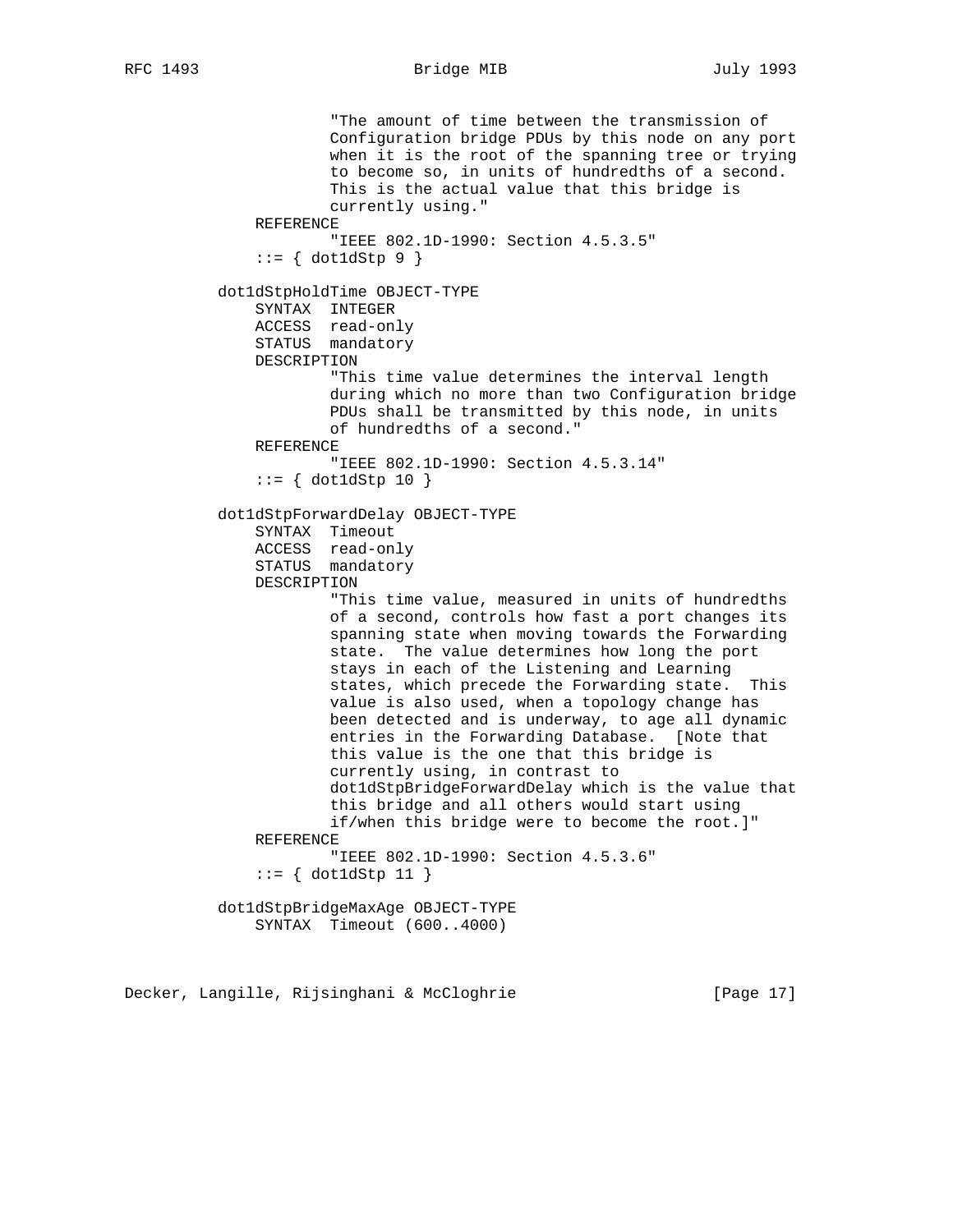```
                    "The amount of time between the transmission of
                    Configuration bridge PDUs by this node on any port
                    when it is the root of the spanning tree or trying
                    to become so, in units of hundredths of a second.
                    This is the actual value that this bridge is
                    currently using."
            REFERENCE
                    "IEEE 802.1D-1990: Section 4.5.3.5"
            ::= { dot1dStp 9 }

        dot1dStpHoldTime OBJECT-TYPE
            SYNTAX  INTEGER
            ACCESS  read-only
            STATUS  mandatory
            DESCRIPTION
                    "This time value determines the interval length
                    during which no more than two Configuration bridge
                    PDUs shall be transmitted by this node, in units
                    of hundredths of a second."
            REFERENCE
                    "IEEE 802.1D-1990: Section 4.5.3.14"
            ::= { dot1dStp 10 }

        dot1dStpForwardDelay OBJECT-TYPE
            SYNTAX  Timeout
            ACCESS  read-only
            STATUS  mandatory
            DESCRIPTION
                    "This time value, measured in units of hundredths
                    of a second, controls how fast a port changes its
                    spanning state when moving towards the Forwarding
                    state.  The value determines how long the port
                    stays in each of the Listening and Learning
                    states, which precede the Forwarding state.  This
                    value is also used, when a topology change has
                    been detected and is underway, to age all dynamic
                    entries in the Forwarding Database.  [Note that
                    this value is the one that this bridge is
                    currently using, in contrast to
                    dot1dStpBridgeForwardDelay which is the value that
                    this bridge and all others would start using
                    if/when this bridge were to become the root.]"
            REFERENCE
                    "IEEE 802.1D-1990: Section 4.5.3.6"
            ::= { dot1dStp 11 }

        dot1dStpBridgeMaxAge OBJECT-TYPE
            SYNTAX  Timeout (600..4000)
```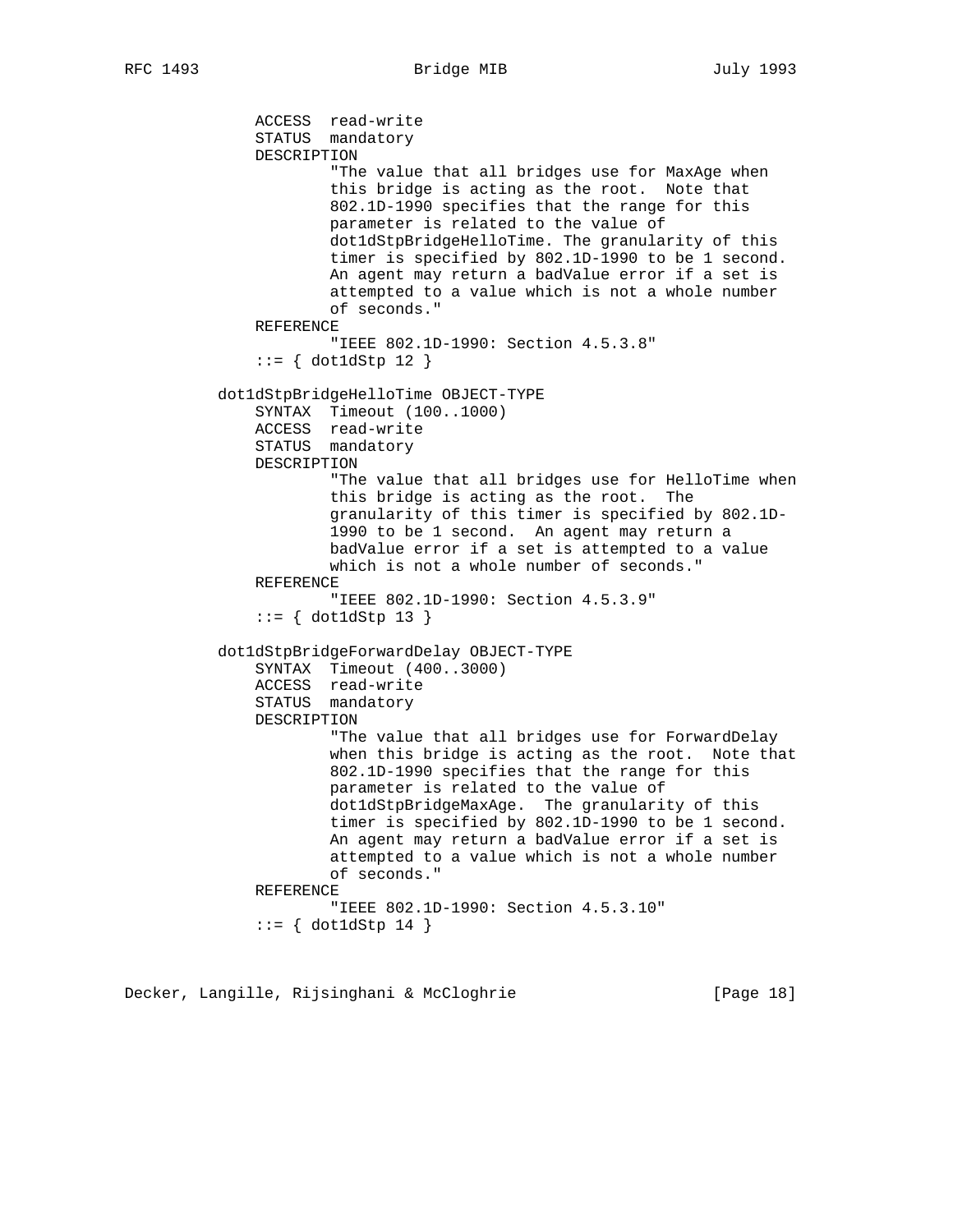```
               ACCESS  read-write
               STATUS  mandatory
               DESCRIPTION
                       "The value that all bridges use for MaxAge when
                       this bridge is acting as the root.  Note that
                       802.1D-1990 specifies that the range for this
                       parameter is related to the value of
                       dot1dStpBridgeHelloTime. The granularity of this
                       timer is specified by 802.1D-1990 to be 1 second.
                       An agent may return a badValue error if a set is
                       attempted to a value which is not a whole number
                       of seconds."
               REFERENCE
                       "IEEE 802.1D-1990: Section 4.5.3.8"
               ::= { dot1dStp 12 }

           dot1dStpBridgeHelloTime OBJECT-TYPE
               SYNTAX  Timeout (100..1000)
               ACCESS  read-write
               STATUS  mandatory
               DESCRIPTION
                       "The value that all bridges use for HelloTime when
                       this bridge is acting as the root.  The
                       granularity of this timer is specified by 802.1D-
                       1990 to be 1 second.  An agent may return a
                       badValue error if a set is attempted to a value
                       which is not a whole number of seconds."
               REFERENCE
                       "IEEE 802.1D-1990: Section 4.5.3.9"
               ::= { dot1dStp 13 }

           dot1dStpBridgeForwardDelay OBJECT-TYPE
               SYNTAX  Timeout (400..3000)
               ACCESS  read-write
               STATUS  mandatory
               DESCRIPTION
                       "The value that all bridges use for ForwardDelay
                       when this bridge is acting as the root.  Note that
                       802.1D-1990 specifies that the range for this
                       parameter is related to the value of
                       dot1dStpBridgeMaxAge.  The granularity of this
                       timer is specified by 802.1D-1990 to be 1 second.
                       An agent may return a badValue error if a set is
                       attempted to a value which is not a whole number
                       of seconds."
               REFERENCE
                       "IEEE 802.1D-1990: Section 4.5.3.10"
               ::= { dot1dStp 14 }
```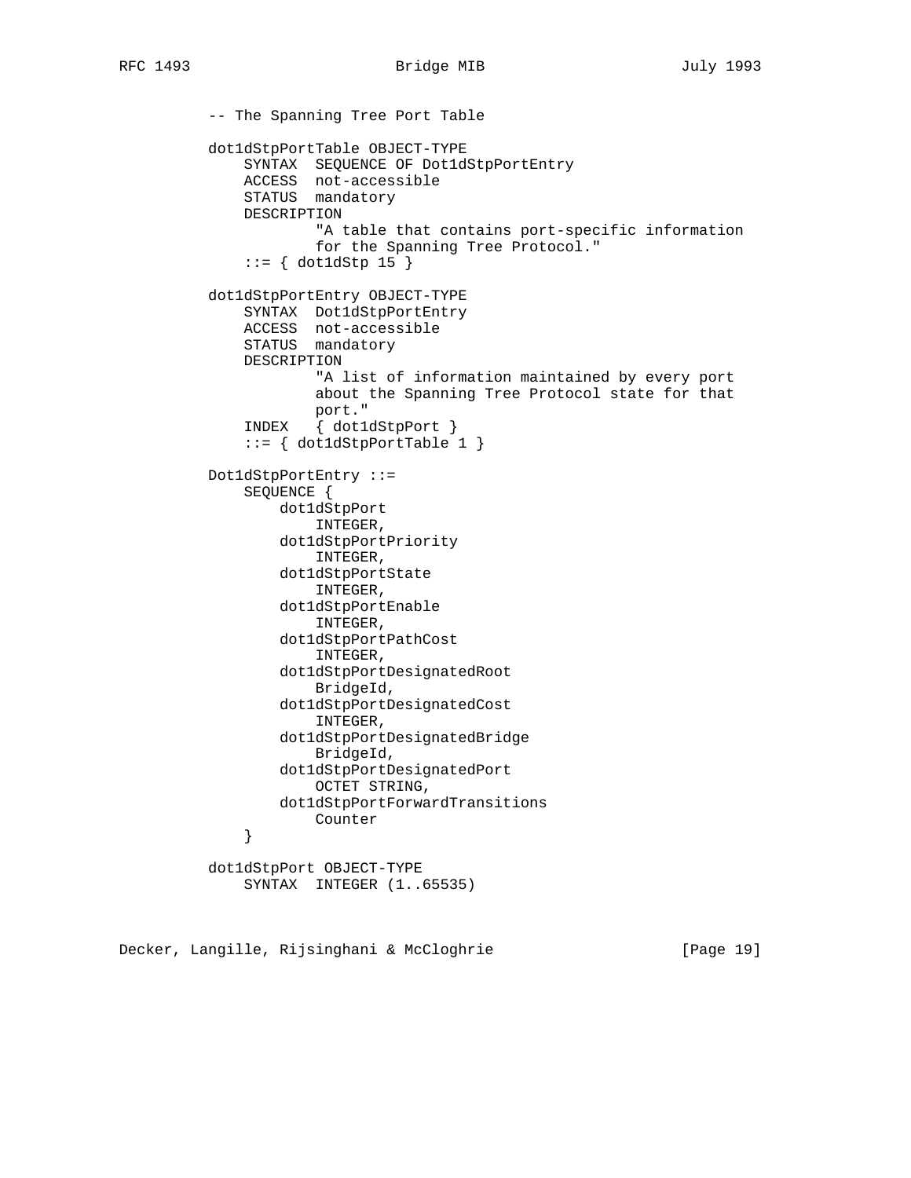```
-- The Spanning Tree Port Table

dot1dStpPortTable OBJECT-TYPE
    SYNTAX  SEQUENCE OF Dot1dStpPortEntry
    ACCESS  not-accessible
    STATUS  mandatory
    DESCRIPTION
            "A table that contains port-specific information
            for the Spanning Tree Protocol."
    ::= { dot1dStp 15 }

dot1dStpPortEntry OBJECT-TYPE
    SYNTAX  Dot1dStpPortEntry
    ACCESS  not-accessible
    STATUS  mandatory
    DESCRIPTION
            "A list of information maintained by every port
            about the Spanning Tree Protocol state for that
            port."
    INDEX   { dot1dStpPort }
    ::= { dot1dStpPortTable 1 }

Dot1dStpPortEntry ::=
    SEQUENCE {
        dot1dStpPort
            INTEGER,
        dot1dStpPortPriority
            INTEGER,
        dot1dStpPortState
            INTEGER,
        dot1dStpPortEnable
            INTEGER,
        dot1dStpPortPathCost
            INTEGER,
        dot1dStpPortDesignatedRoot
            BridgeId,
        dot1dStpPortDesignatedCost
            INTEGER,
        dot1dStpPortDesignatedBridge
            BridgeId,
        dot1dStpPortDesignatedPort
            OCTET STRING,
        dot1dStpPortForwardTransitions
            Counter
    }

dot1dStpPort OBJECT-TYPE
    SYNTAX  INTEGER (1..65535)
```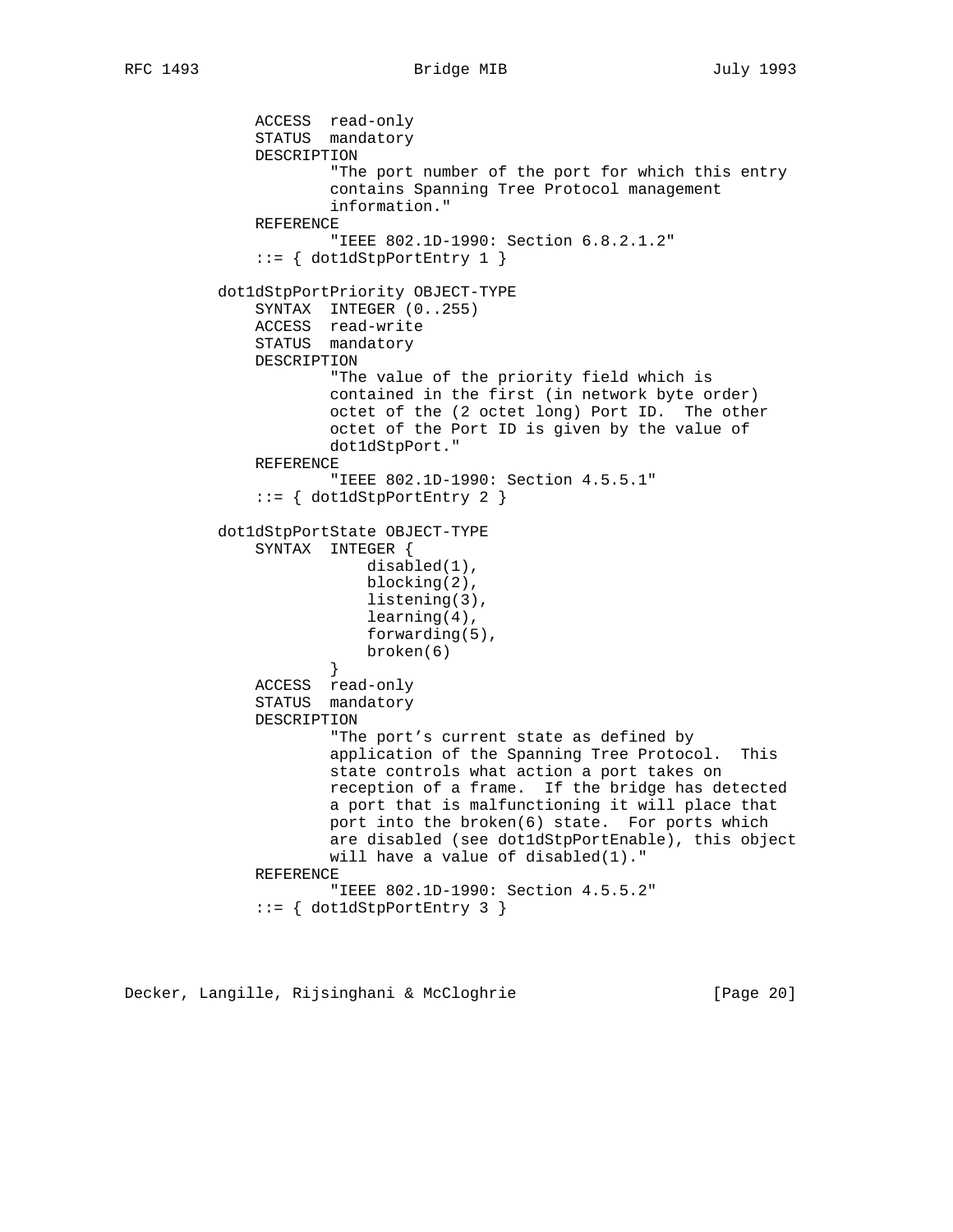```
            ACCESS  read-only
            STATUS  mandatory
            DESCRIPTION
                    "The port number of the port for which this entry
                    contains Spanning Tree Protocol management
                    information."
            REFERENCE
                    "IEEE 802.1D-1990: Section 6.8.2.1.2"
            ::= { dot1dStpPortEntry 1 }

        dot1dStpPortPriority OBJECT-TYPE
            SYNTAX  INTEGER (0..255)
            ACCESS  read-write
            STATUS  mandatory
            DESCRIPTION
                    "The value of the priority field which is
                    contained in the first (in network byte order)
                    octet of the (2 octet long) Port ID.  The other
                    octet of the Port ID is given by the value of
                    dot1dStpPort."
            REFERENCE
                    "IEEE 802.1D-1990: Section 4.5.5.1"
            ::= { dot1dStpPortEntry 2 }

        dot1dStpPortState OBJECT-TYPE
            SYNTAX  INTEGER {
                        disabled(1),
                        blocking(2),
                        listening(3),
                        learning(4),
                        forwarding(5),
                        broken(6)
                    }
            ACCESS  read-only
            STATUS  mandatory
            DESCRIPTION
                    "The port's current state as defined by
                    application of the Spanning Tree Protocol.  This
                    state controls what action a port takes on
                    reception of a frame.  If the bridge has detected
                    a port that is malfunctioning it will place that
                    port into the broken(6) state.  For ports which
                    are disabled (see dot1dStpPortEnable), this object
                    will have a value of disabled(1)."
            REFERENCE
                    "IEEE 802.1D-1990: Section 4.5.5.2"
            ::= { dot1dStpPortEntry 3 }
```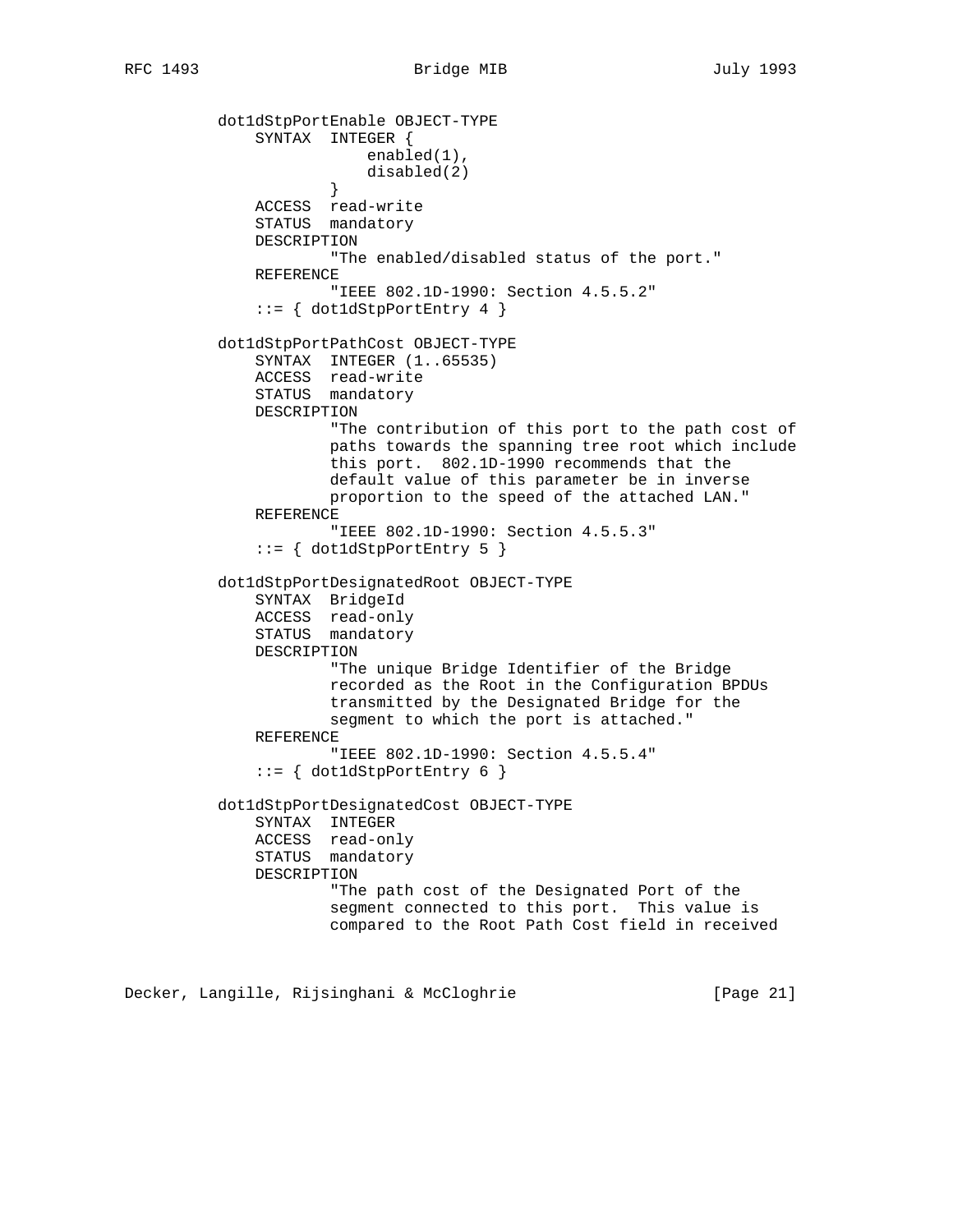```
          dot1dStpPortEnable OBJECT-TYPE
              SYNTAX  INTEGER {
                          enabled(1),
                          disabled(2)
                      }
              ACCESS  read-write
              STATUS  mandatory
              DESCRIPTION
                      "The enabled/disabled status of the port."
              REFERENCE
                      "IEEE 802.1D-1990: Section 4.5.5.2"
              ::= { dot1dStpPortEntry 4 }

          dot1dStpPortPathCost OBJECT-TYPE
              SYNTAX  INTEGER (1..65535)
              ACCESS  read-write
              STATUS  mandatory
              DESCRIPTION
                      "The contribution of this port to the path cost of
                      paths towards the spanning tree root which include
                      this port.  802.1D-1990 recommends that the
                      default value of this parameter be in inverse
                      proportion to the speed of the attached LAN."
              REFERENCE
                      "IEEE 802.1D-1990: Section 4.5.5.3"
              ::= { dot1dStpPortEntry 5 }

          dot1dStpPortDesignatedRoot OBJECT-TYPE
              SYNTAX  BridgeId
              ACCESS  read-only
              STATUS  mandatory
              DESCRIPTION
                      "The unique Bridge Identifier of the Bridge
                      recorded as the Root in the Configuration BPDUs
                      transmitted by the Designated Bridge for the
                      segment to which the port is attached."
              REFERENCE
                      "IEEE 802.1D-1990: Section 4.5.5.4"
              ::= { dot1dStpPortEntry 6 }

          dot1dStpPortDesignatedCost OBJECT-TYPE
              SYNTAX  INTEGER
              ACCESS  read-only
              STATUS  mandatory
              DESCRIPTION
                      "The path cost of the Designated Port of the
                      segment connected to this port.  This value is
                      compared to the Root Path Cost field in received
```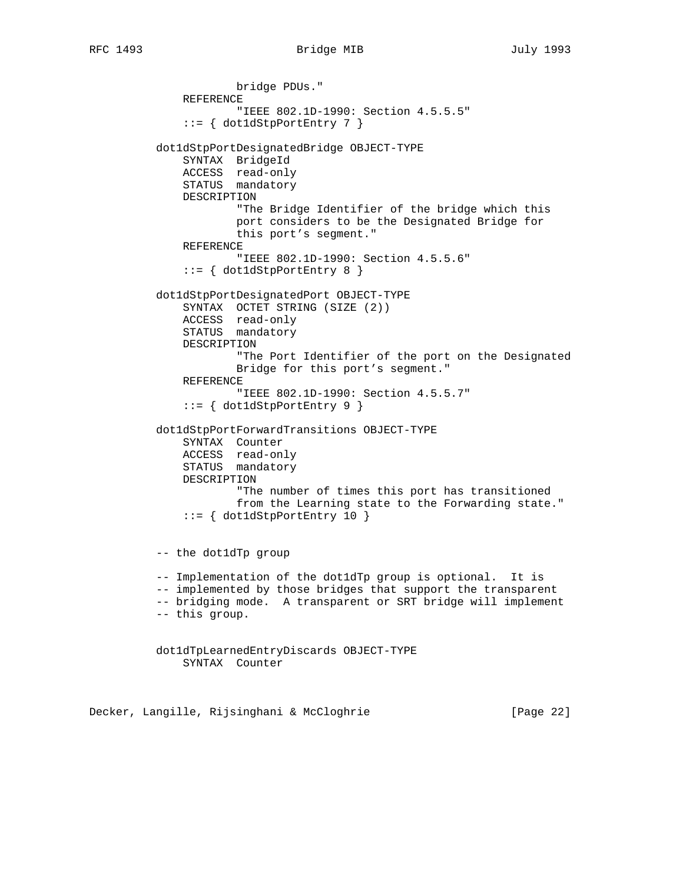```
                bridge PDUs."
        REFERENCE
                "IEEE 802.1D-1990: Section 4.5.5.5"
        ::= { dot1dStpPortEntry 7 }

    dot1dStpPortDesignatedBridge OBJECT-TYPE
        SYNTAX  BridgeId
        ACCESS  read-only
        STATUS  mandatory
        DESCRIPTION
                "The Bridge Identifier of the bridge which this
                port considers to be the Designated Bridge for
                this port's segment."
        REFERENCE
                "IEEE 802.1D-1990: Section 4.5.5.6"
        ::= { dot1dStpPortEntry 8 }

    dot1dStpPortDesignatedPort OBJECT-TYPE
        SYNTAX  OCTET STRING (SIZE (2))
        ACCESS  read-only
        STATUS  mandatory
        DESCRIPTION
                "The Port Identifier of the port on the Designated
                Bridge for this port's segment."
        REFERENCE
                "IEEE 802.1D-1990: Section 4.5.5.7"
        ::= { dot1dStpPortEntry 9 }

    dot1dStpPortForwardTransitions OBJECT-TYPE
        SYNTAX  Counter
        ACCESS  read-only
        STATUS  mandatory
        DESCRIPTION
                "The number of times this port has transitioned
                from the Learning state to the Forwarding state."
        ::= { dot1dStpPortEntry 10 }


    -- the dot1dTp group

    -- Implementation of the dot1dTp group is optional.  It is
    -- implemented by those bridges that support the transparent
    -- bridging mode.  A transparent or SRT bridge will implement
    -- this group.


    dot1dTpLearnedEntryDiscards OBJECT-TYPE
        SYNTAX  Counter
```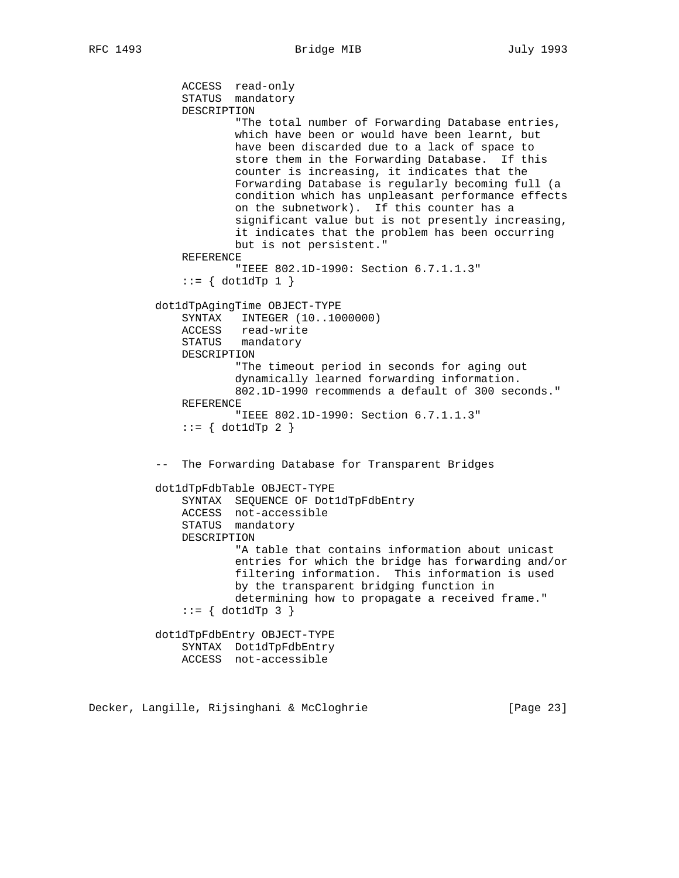```
    ACCESS  read-only
    STATUS  mandatory
    DESCRIPTION
            "The total number of Forwarding Database entries,
            which have been or would have been learnt, but
            have been discarded due to a lack of space to
            store them in the Forwarding Database.  If this
            counter is increasing, it indicates that the
            Forwarding Database is regularly becoming full (a
            condition which has unpleasant performance effects
            on the subnetwork).  If this counter has a
            significant value but is not presently increasing,
            it indicates that the problem has been occurring
            but is not persistent."
    REFERENCE
            "IEEE 802.1D-1990: Section 6.7.1.1.3"
    ::= { dot1dTp 1 }

dot1dTpAgingTime OBJECT-TYPE
    SYNTAX   INTEGER (10..1000000)
    ACCESS   read-write
    STATUS   mandatory
    DESCRIPTION
            "The timeout period in seconds for aging out
            dynamically learned forwarding information.
            802.1D-1990 recommends a default of 300 seconds."
    REFERENCE
            "IEEE 802.1D-1990: Section 6.7.1.1.3"
    ::= { dot1dTp 2 }


--  The Forwarding Database for Transparent Bridges

dot1dTpFdbTable OBJECT-TYPE
    SYNTAX  SEQUENCE OF Dot1dTpFdbEntry
    ACCESS  not-accessible
    STATUS  mandatory
    DESCRIPTION
            "A table that contains information about unicast
            entries for which the bridge has forwarding and/or
            filtering information.  This information is used
            by the transparent bridging function in
            determining how to propagate a received frame."
    ::= { dot1dTp 3 }

dot1dTpFdbEntry OBJECT-TYPE
    SYNTAX  Dot1dTpFdbEntry
    ACCESS  not-accessible
```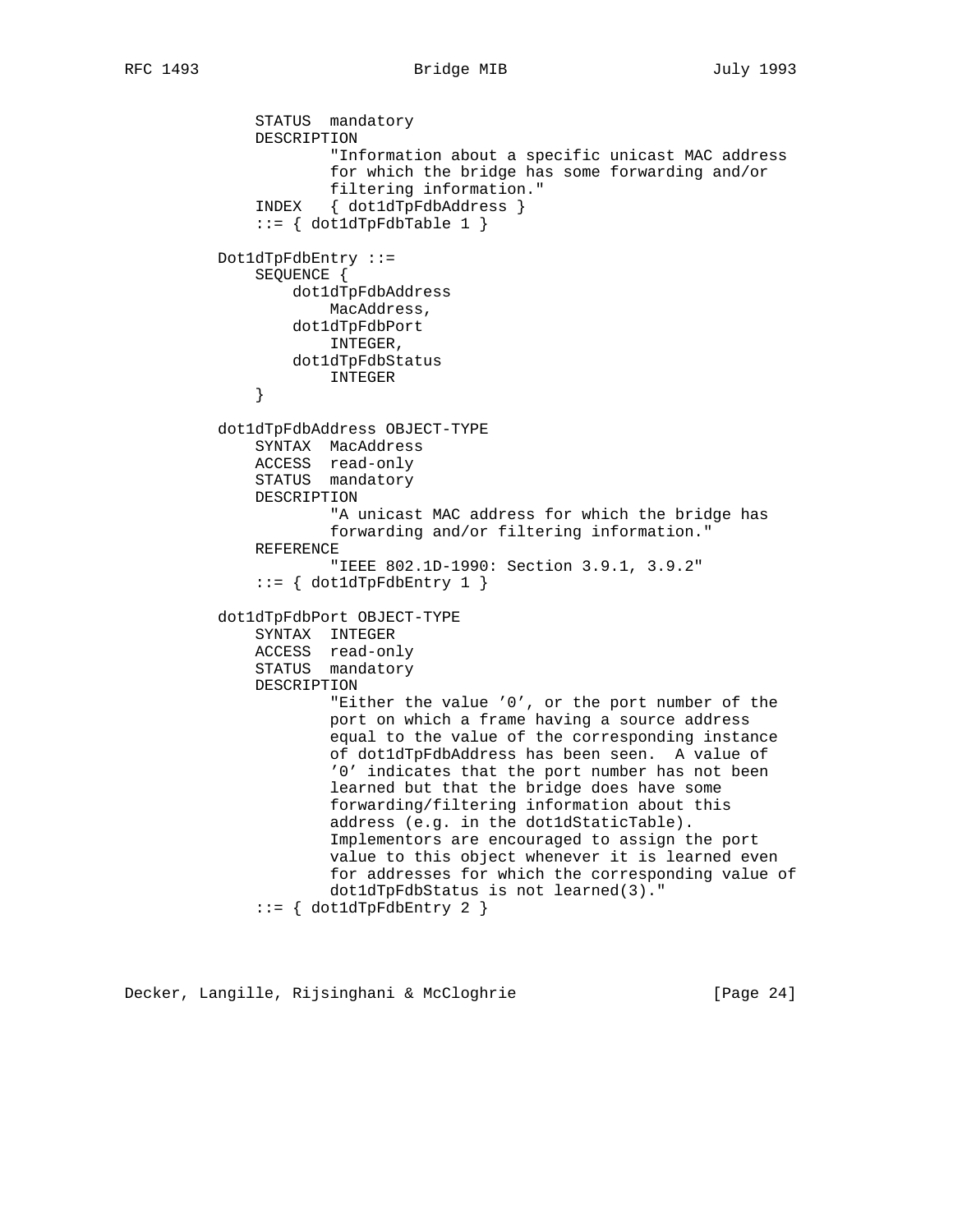```
    STATUS  mandatory
    DESCRIPTION
            "Information about a specific unicast MAC address
            for which the bridge has some forwarding and/or
            filtering information."
    INDEX   { dot1dTpFdbAddress }
    ::= { dot1dTpFdbTable 1 }

Dot1dTpFdbEntry ::=
    SEQUENCE {
        dot1dTpFdbAddress
            MacAddress,
        dot1dTpFdbPort
            INTEGER,
        dot1dTpFdbStatus
            INTEGER
    }

dot1dTpFdbAddress OBJECT-TYPE
    SYNTAX  MacAddress
    ACCESS  read-only
    STATUS  mandatory
    DESCRIPTION
            "A unicast MAC address for which the bridge has
            forwarding and/or filtering information."
    REFERENCE
            "IEEE 802.1D-1990: Section 3.9.1, 3.9.2"
    ::= { dot1dTpFdbEntry 1 }

dot1dTpFdbPort OBJECT-TYPE
    SYNTAX  INTEGER
    ACCESS  read-only
    STATUS  mandatory
    DESCRIPTION
            "Either the value '0', or the port number of the
            port on which a frame having a source address
            equal to the value of the corresponding instance
            of dot1dTpFdbAddress has been seen.  A value of
            '0' indicates that the port number has not been
            learned but that the bridge does have some
            forwarding/filtering information about this
            address (e.g. in the dot1dStaticTable).
            Implementors are encouraged to assign the port
            value to this object whenever it is learned even
            for addresses for which the corresponding value of
            dot1dTpFdbStatus is not learned(3)."
    ::= { dot1dTpFdbEntry 2 }
```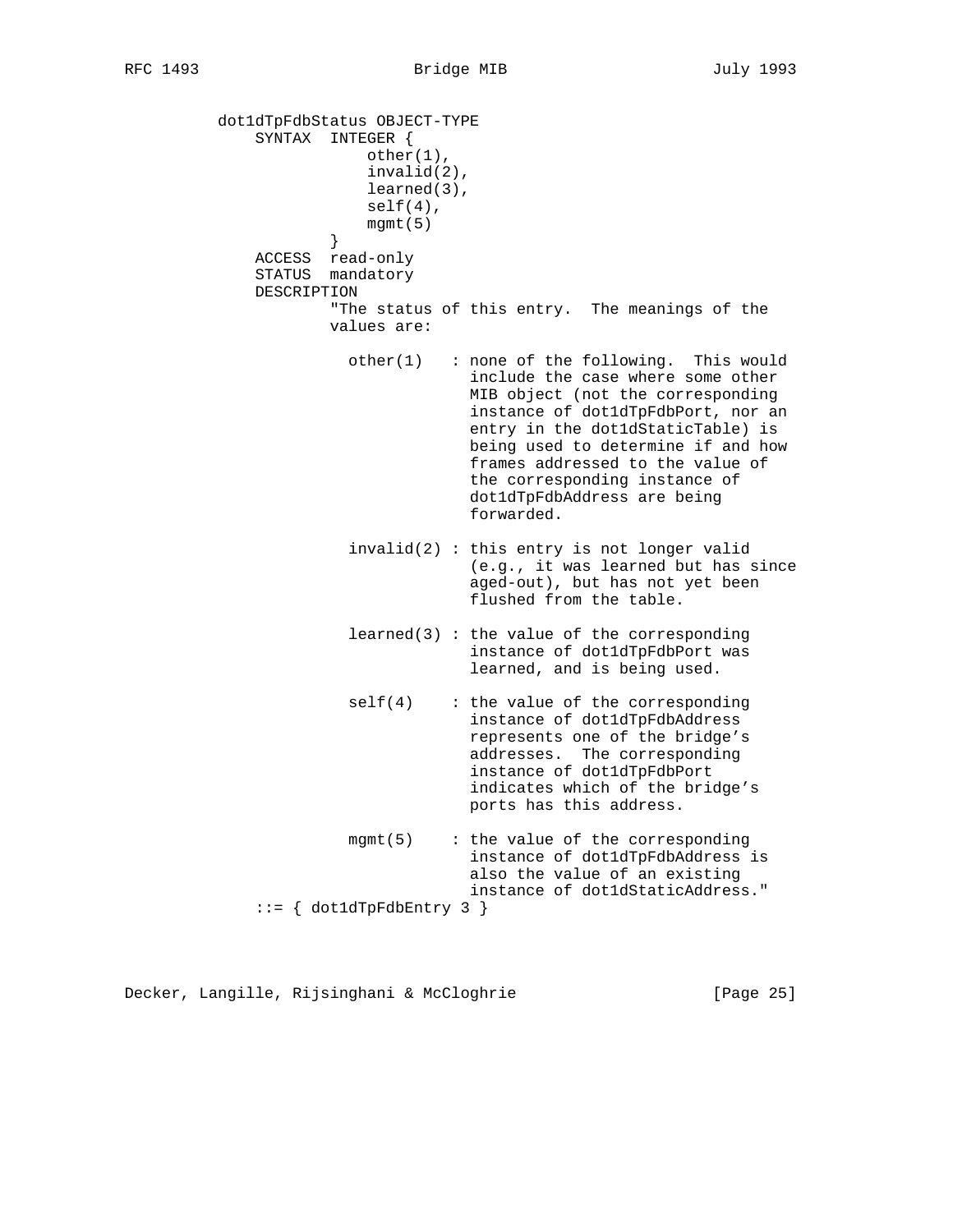```
          dot1dTpFdbStatus OBJECT-TYPE
              SYNTAX  INTEGER {
                          other(1),
                          invalid(2),
                          learned(3),
                          self(4),
                          mgmt(5)
                      }
              ACCESS  read-only
              STATUS  mandatory
              DESCRIPTION
                      "The status of this entry.  The meanings of the
                      values are:

                        other(1)   : none of the following.  This would
                                     include the case where some other
                                     MIB object (not the corresponding
                                     instance of dot1dTpFdbPort, nor an
                                     entry in the dot1dStaticTable) is
                                     being used to determine if and how
                                     frames addressed to the value of
                                     the corresponding instance of
                                     dot1dTpFdbAddress are being
                                     forwarded.

                        invalid(2) : this entry is not longer valid
                                     (e.g., it was learned but has since
                                     aged-out), but has not yet been
                                     flushed from the table.

                        learned(3) : the value of the corresponding
                                     instance of dot1dTpFdbPort was
                                     learned, and is being used.

                        self(4)    : the value of the corresponding
                                     instance of dot1dTpFdbAddress
                                     represents one of the bridge's
                                     addresses.  The corresponding
                                     instance of dot1dTpFdbPort
                                     indicates which of the bridge's
                                     ports has this address.

                        mgmt(5)    : the value of the corresponding
                                     instance of dot1dTpFdbAddress is
                                     also the value of an existing
                                     instance of dot1dStaticAddress."
              ::= { dot1dTpFdbEntry 3 }
```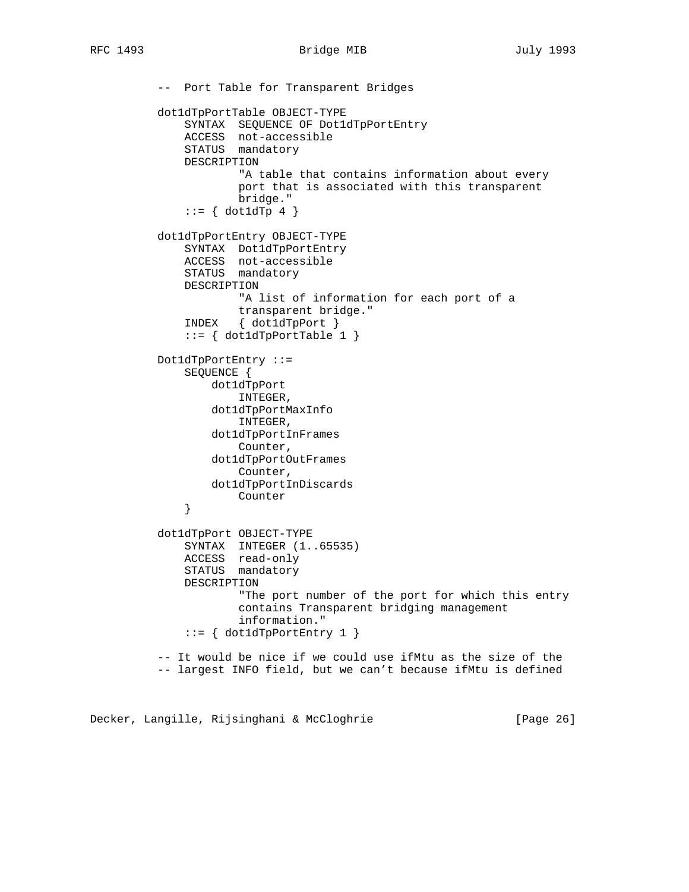```
-- Port Table for Transparent Bridges

dot1dTpPortTable OBJECT-TYPE
    SYNTAX  SEQUENCE OF Dot1dTpPortEntry
    ACCESS  not-accessible
    STATUS  mandatory
    DESCRIPTION
            "A table that contains information about every
            port that is associated with this transparent
            bridge."
    ::= { dot1dTp 4 }

dot1dTpPortEntry OBJECT-TYPE
    SYNTAX  Dot1dTpPortEntry
    ACCESS  not-accessible
    STATUS  mandatory
    DESCRIPTION
            "A list of information for each port of a
            transparent bridge."
    INDEX   { dot1dTpPort }
    ::= { dot1dTpPortTable 1 }

Dot1dTpPortEntry ::=
    SEQUENCE {
        dot1dTpPort
            INTEGER,
        dot1dTpPortMaxInfo
            INTEGER,
        dot1dTpPortInFrames
            Counter,
        dot1dTpPortOutFrames
            Counter,
        dot1dTpPortInDiscards
            Counter
    }

dot1dTpPort OBJECT-TYPE
    SYNTAX  INTEGER (1..65535)
    ACCESS  read-only
    STATUS  mandatory
    DESCRIPTION
            "The port number of the port for which this entry
            contains Transparent bridging management
            information."
    ::= { dot1dTpPortEntry 1 }

-- It would be nice if we could use ifMtu as the size of the
-- largest INFO field, but we can't because ifMtu is defined
```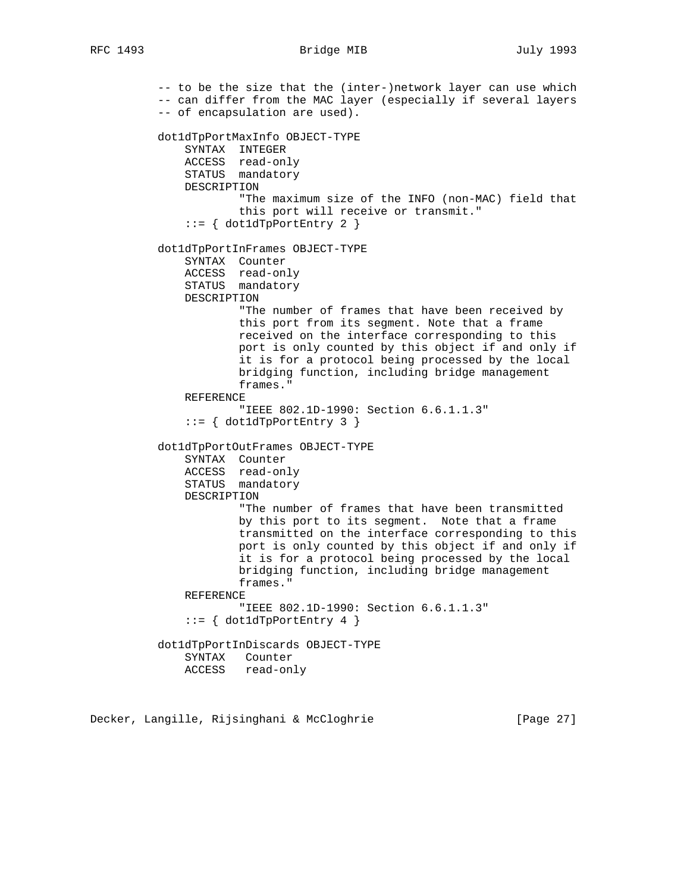```
          -- to be the size that the (inter-)network layer can use which
          -- can differ from the MAC layer (especially if several layers
          -- of encapsulation are used).

          dot1dTpPortMaxInfo OBJECT-TYPE
              SYNTAX  INTEGER
              ACCESS  read-only
              STATUS  mandatory
              DESCRIPTION
                      "The maximum size of the INFO (non-MAC) field that
                      this port will receive or transmit."
              ::= { dot1dTpPortEntry 2 }

          dot1dTpPortInFrames OBJECT-TYPE
              SYNTAX  Counter
              ACCESS  read-only
              STATUS  mandatory
              DESCRIPTION
                      "The number of frames that have been received by
                      this port from its segment. Note that a frame
                      received on the interface corresponding to this
                      port is only counted by this object if and only if
                      it is for a protocol being processed by the local
                      bridging function, including bridge management
                      frames."
              REFERENCE
                      "IEEE 802.1D-1990: Section 6.6.1.1.3"
              ::= { dot1dTpPortEntry 3 }

          dot1dTpPortOutFrames OBJECT-TYPE
              SYNTAX  Counter
              ACCESS  read-only
              STATUS  mandatory
              DESCRIPTION
                      "The number of frames that have been transmitted
                      by this port to its segment.  Note that a frame
                      transmitted on the interface corresponding to this
                      port is only counted by this object if and only if
                      it is for a protocol being processed by the local
                      bridging function, including bridge management
                      frames."
              REFERENCE
                      "IEEE 802.1D-1990: Section 6.6.1.1.3"
              ::= { dot1dTpPortEntry 4 }

          dot1dTpPortInDiscards OBJECT-TYPE
              SYNTAX   Counter
              ACCESS   read-only
```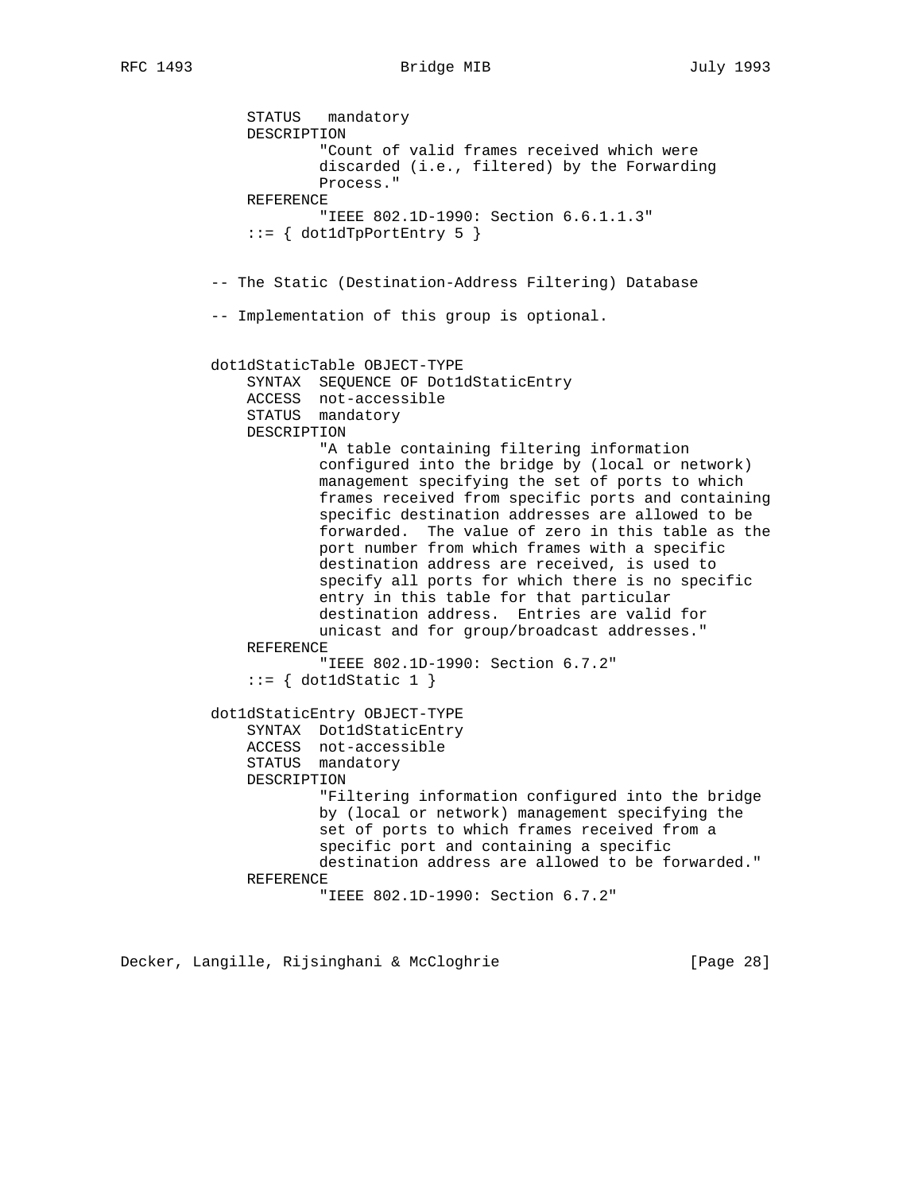```
    STATUS   mandatory
    DESCRIPTION
            "Count of valid frames received which were
            discarded (i.e., filtered) by the Forwarding
            Process."
    REFERENCE
            "IEEE 802.1D-1990: Section 6.6.1.1.3"
    ::= { dot1dTpPortEntry 5 }


-- The Static (Destination-Address Filtering) Database

-- Implementation of this group is optional.


dot1dStaticTable OBJECT-TYPE
    SYNTAX  SEQUENCE OF Dot1dStaticEntry
    ACCESS  not-accessible
    STATUS  mandatory
    DESCRIPTION
            "A table containing filtering information
            configured into the bridge by (local or network)
            management specifying the set of ports to which
            frames received from specific ports and containing
            specific destination addresses are allowed to be
            forwarded.  The value of zero in this table as the
            port number from which frames with a specific
            destination address are received, is used to
            specify all ports for which there is no specific
            entry in this table for that particular
            destination address.  Entries are valid for
            unicast and for group/broadcast addresses."
    REFERENCE
            "IEEE 802.1D-1990: Section 6.7.2"
    ::= { dot1dStatic 1 }

dot1dStaticEntry OBJECT-TYPE
    SYNTAX  Dot1dStaticEntry
    ACCESS  not-accessible
    STATUS  mandatory
    DESCRIPTION
            "Filtering information configured into the bridge
            by (local or network) management specifying the
            set of ports to which frames received from a
            specific port and containing a specific
            destination address are allowed to be forwarded."
    REFERENCE
            "IEEE 802.1D-1990: Section 6.7.2"
```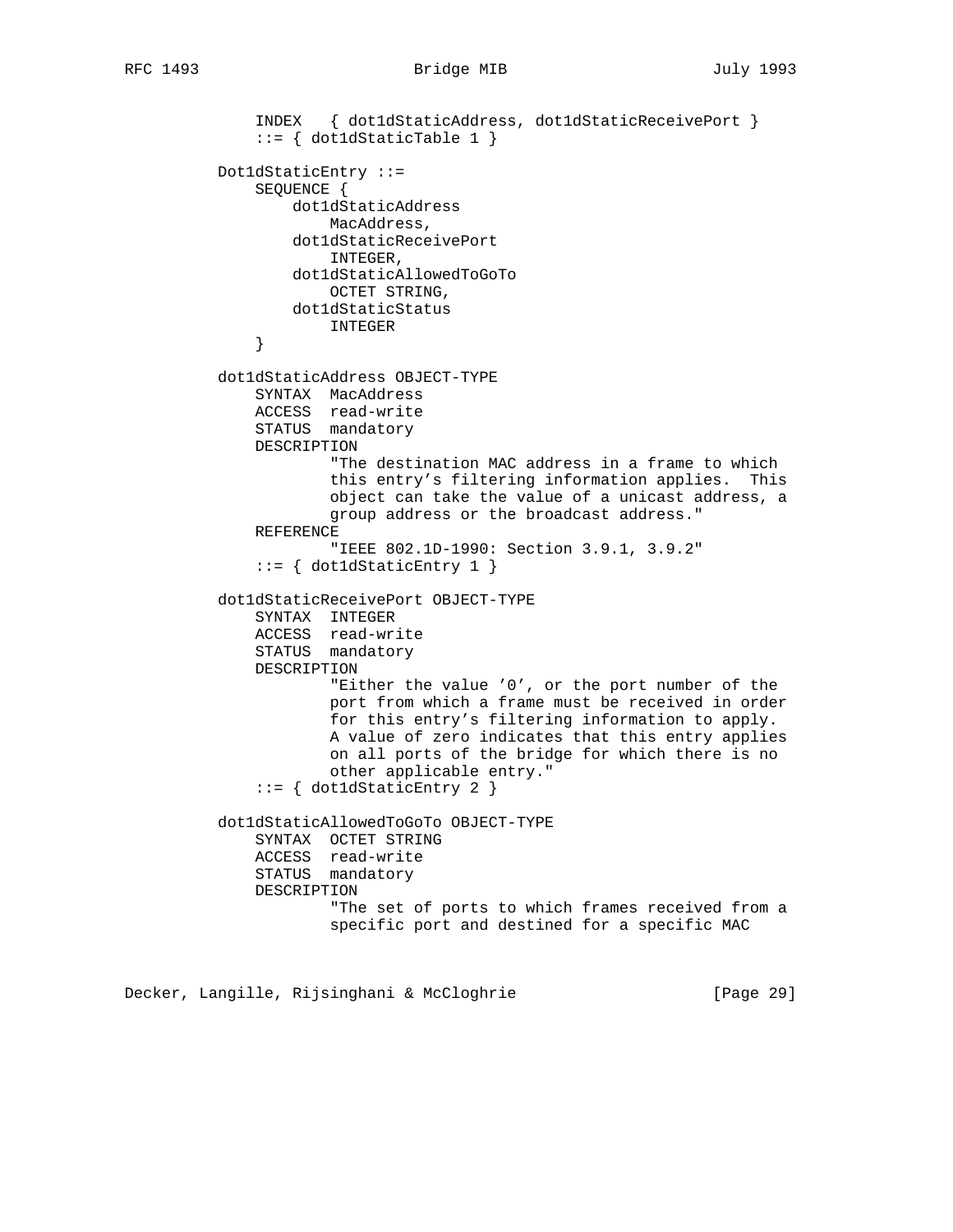```
        INDEX   { dot1dStaticAddress, dot1dStaticReceivePort }
        ::= { dot1dStaticTable 1 }

    Dot1dStaticEntry ::=
        SEQUENCE {
            dot1dStaticAddress
                MacAddress,
            dot1dStaticReceivePort
                INTEGER,
            dot1dStaticAllowedToGoTo
                OCTET STRING,
            dot1dStaticStatus
                INTEGER
        }

    dot1dStaticAddress OBJECT-TYPE
        SYNTAX  MacAddress
        ACCESS  read-write
        STATUS  mandatory
        DESCRIPTION
                "The destination MAC address in a frame to which
                this entry's filtering information applies.  This
                object can take the value of a unicast address, a
                group address or the broadcast address."
        REFERENCE
                "IEEE 802.1D-1990: Section 3.9.1, 3.9.2"
        ::= { dot1dStaticEntry 1 }

    dot1dStaticReceivePort OBJECT-TYPE
        SYNTAX  INTEGER
        ACCESS  read-write
        STATUS  mandatory
        DESCRIPTION
                "Either the value '0', or the port number of the
                port from which a frame must be received in order
                for this entry's filtering information to apply.
                A value of zero indicates that this entry applies
                on all ports of the bridge for which there is no
                other applicable entry."
        ::= { dot1dStaticEntry 2 }

    dot1dStaticAllowedToGoTo OBJECT-TYPE
        SYNTAX  OCTET STRING
        ACCESS  read-write
        STATUS  mandatory
        DESCRIPTION
                "The set of ports to which frames received from a
                specific port and destined for a specific MAC
```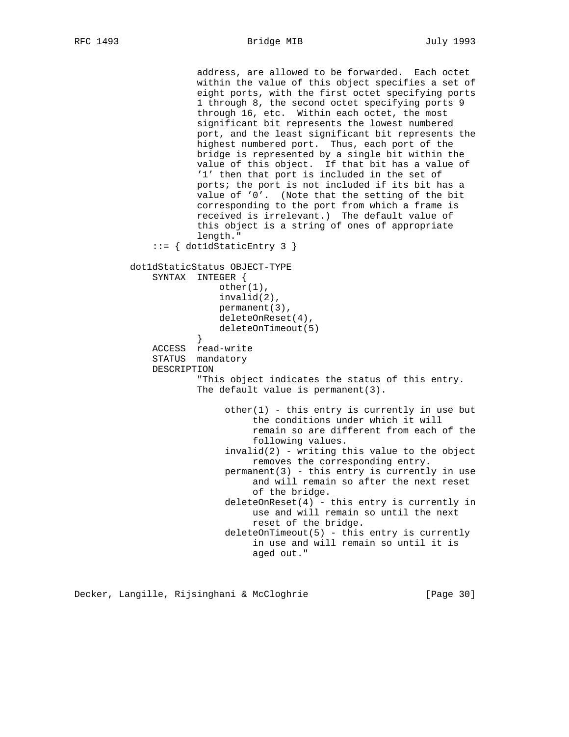```
                address, are allowed to be forwarded.  Each octet
                within the value of this object specifies a set of
                eight ports, with the first octet specifying ports
                1 through 8, the second octet specifying ports 9
                through 16, etc.  Within each octet, the most
                significant bit represents the lowest numbered
                port, and the least significant bit represents the
                highest numbered port.  Thus, each port of the
                bridge is represented by a single bit within the
                value of this object.  If that bit has a value of
                '1' then that port is included in the set of
                ports; the port is not included if its bit has a
                value of '0'.  (Note that the setting of the bit
                corresponding to the port from which a frame is
                received is irrelevant.)  The default value of
                this object is a string of ones of appropriate
                length."
        ::= { dot1dStaticEntry 3 }

    dot1dStaticStatus OBJECT-TYPE
        SYNTAX  INTEGER {
                    other(1),
                    invalid(2),
                    permanent(3),
                    deleteOnReset(4),
                    deleteOnTimeout(5)
                }
        ACCESS  read-write
        STATUS  mandatory
        DESCRIPTION
                "This object indicates the status of this entry.
                The default value is permanent(3).

                     other(1) - this entry is currently in use but
                          the conditions under which it will
                          remain so are different from each of the
                          following values.
                     invalid(2) - writing this value to the object
                          removes the corresponding entry.
                     permanent(3) - this entry is currently in use
                          and will remain so after the next reset
                          of the bridge.
                     deleteOnReset(4) - this entry is currently in
                          use and will remain so until the next
                          reset of the bridge.
                     deleteOnTimeout(5) - this entry is currently
                          in use and will remain so until it is
                          aged out."
```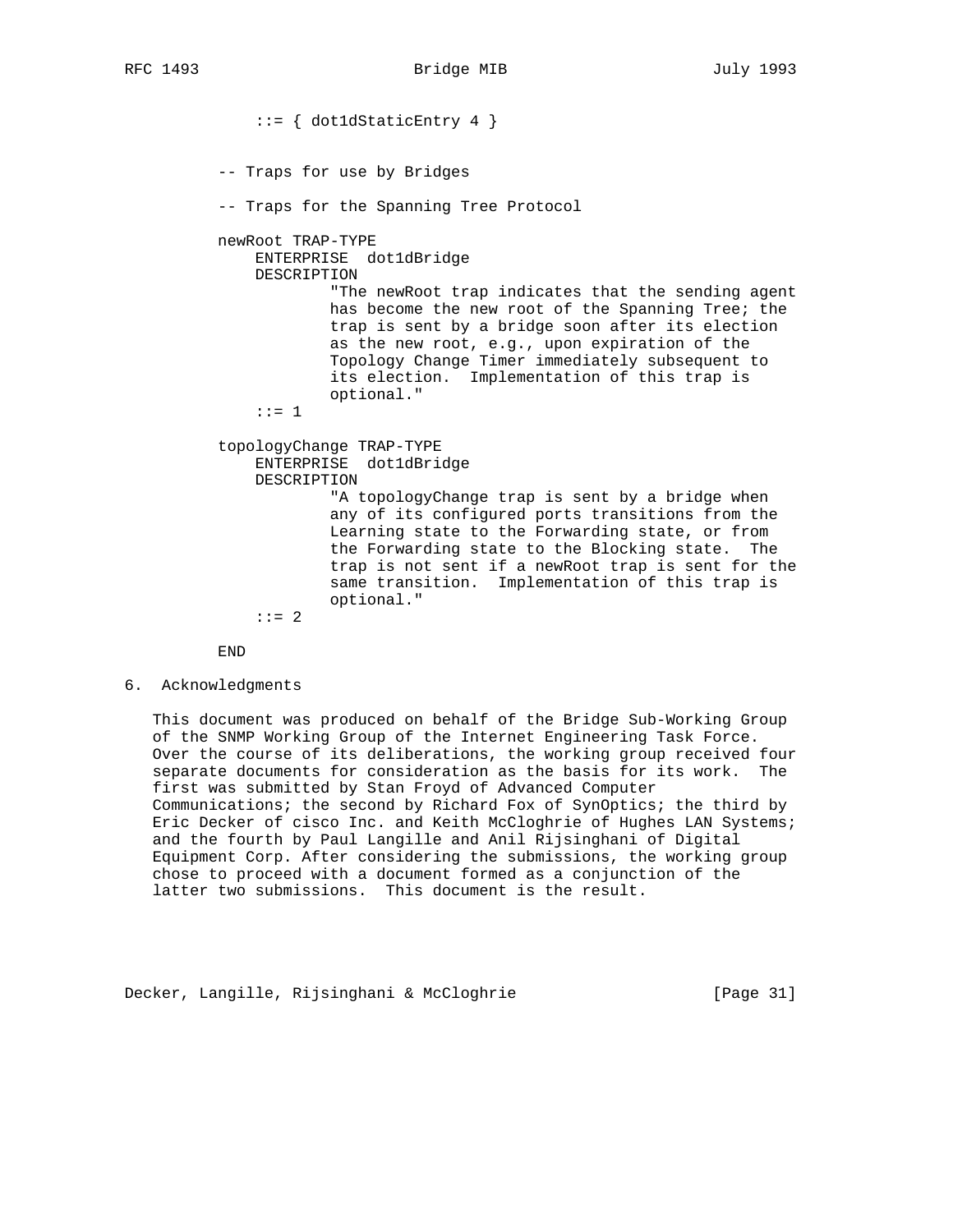```
            ::= { dot1dStaticEntry 4 }


        -- Traps for use by Bridges

        -- Traps for the Spanning Tree Protocol

        newRoot TRAP-TYPE
            ENTERPRISE  dot1dBridge
            DESCRIPTION
                    "The newRoot trap indicates that the sending agent
                    has become the new root of the Spanning Tree; the
                    trap is sent by a bridge soon after its election
                    as the new root, e.g., upon expiration of the
                    Topology Change Timer immediately subsequent to
                    its election.  Implementation of this trap is
                    optional."
            ::= 1

        topologyChange TRAP-TYPE
            ENTERPRISE  dot1dBridge
            DESCRIPTION
                    "A topologyChange trap is sent by a bridge when
                    any of its configured ports transitions from the
                    Learning state to the Forwarding state, or from
                    the Forwarding state to the Blocking state.  The
                    trap is not sent if a newRoot trap is sent for the
                    same transition.  Implementation of this trap is
                    optional."
            ::= 2

        END
```

## 6. Acknowledgments

This document was produced on behalf of the Bridge Sub-Working Group of the SNMP Working Group of the Internet Engineering Task Force. Over the course of its deliberations, the working group received four separate documents for consideration as the basis for its work. The first was submitted by Stan Froyd of Advanced Computer Communications; the second by Richard Fox of SynOptics; the third by Eric Decker of cisco Inc. and Keith McCloghrie of Hughes LAN Systems; and the fourth by Paul Langille and Anil Rijsinghani of Digital Equipment Corp. After considering the submissions, the working group chose to proceed with a document formed as a conjunction of the latter two submissions. This document is the result.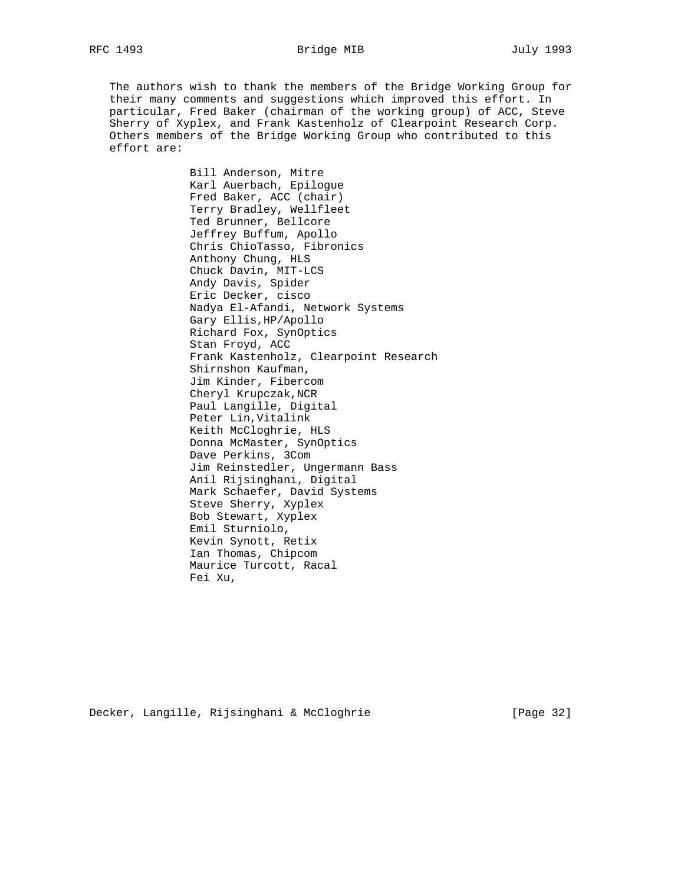The authors wish to thank the members of the Bridge Working Group for their many comments and suggestions which improved this effort. In particular, Fred Baker (chairman of the working group) of ACC, Steve Sherry of Xyplex, and Frank Kastenholz of Clearpoint Research Corp. Others members of the Bridge Working Group who contributed to this effort are:

Bill Anderson, Mitre  
Karl Auerbach, Epilogue  
Fred Baker, ACC (chair)  
Terry Bradley, Wellfleet  
Ted Brunner, Bellcore  
Jeffrey Buffum, Apollo  
Chris ChioTasso, Fibronics  
Anthony Chung, HLS  
Chuck Davin, MIT-LCS  
Andy Davis, Spider  
Eric Decker, cisco  
Nadya El-Afandi, Network Systems  
Gary Ellis,HP/Apollo  
Richard Fox, SynOptics  
Stan Froyd, ACC  
Frank Kastenholz, Clearpoint Research  
Shirnshon Kaufman,  
Jim Kinder, Fibercom  
Cheryl Krupczak,NCR  
Paul Langille, Digital  
Peter Lin,Vitalink  
Keith McCloghrie, HLS  
Donna McMaster, SynOptics  
Dave Perkins, 3Com  
Jim Reinstedler, Ungermann Bass  
Anil Rijsinghani, Digital  
Mark Schaefer, David Systems  
Steve Sherry, Xyplex  
Bob Stewart, Xyplex  
Emil Sturniolo,  
Kevin Synott, Retix  
Ian Thomas, Chipcom  
Maurice Turcott, Racal  
Fei Xu,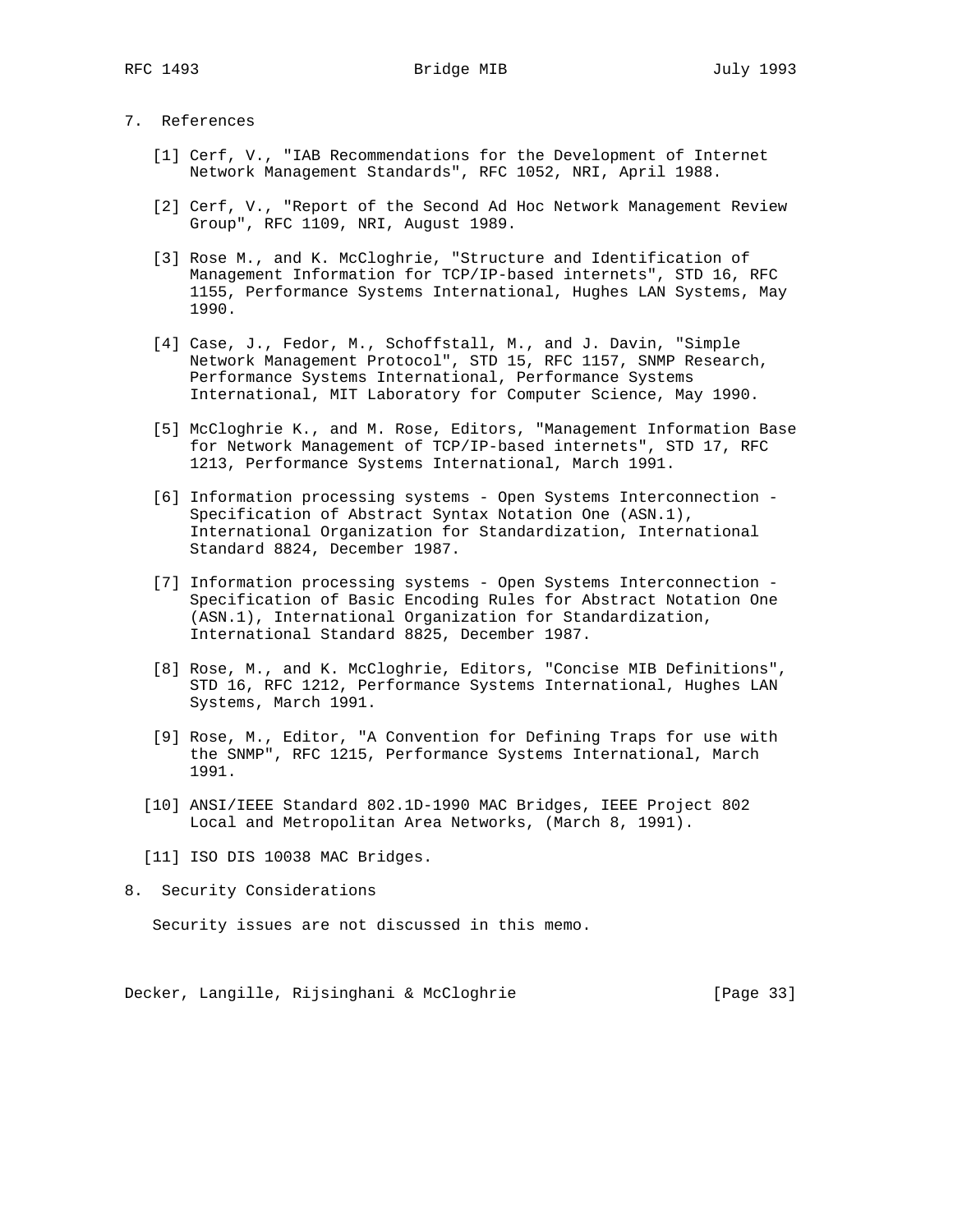## 7. References

[1] Cerf, V., "IAB Recommendations for the Development of Internet Network Management Standards", RFC 1052, NRI, April 1988.

[2] Cerf, V., "Report of the Second Ad Hoc Network Management Review Group", RFC 1109, NRI, August 1989.

[3] Rose M., and K. McCloghrie, "Structure and Identification of Management Information for TCP/IP-based internets", STD 16, RFC 1155, Performance Systems International, Hughes LAN Systems, May 1990.

[4] Case, J., Fedor, M., Schoffstall, M., and J. Davin, "Simple Network Management Protocol", STD 15, RFC 1157, SNMP Research, Performance Systems International, Performance Systems International, MIT Laboratory for Computer Science, May 1990.

[5] McCloghrie K., and M. Rose, Editors, "Management Information Base for Network Management of TCP/IP-based internets", STD 17, RFC 1213, Performance Systems International, March 1991.

[6] Information processing systems - Open Systems Interconnection - Specification of Abstract Syntax Notation One (ASN.1), International Organization for Standardization, International Standard 8824, December 1987.

[7] Information processing systems - Open Systems Interconnection - Specification of Basic Encoding Rules for Abstract Notation One (ASN.1), International Organization for Standardization, International Standard 8825, December 1987.

[8] Rose, M., and K. McCloghrie, Editors, "Concise MIB Definitions", STD 16, RFC 1212, Performance Systems International, Hughes LAN Systems, March 1991.

[9] Rose, M., Editor, "A Convention for Defining Traps for use with the SNMP", RFC 1215, Performance Systems International, March 1991.

[10] ANSI/IEEE Standard 802.1D-1990 MAC Bridges, IEEE Project 802 Local and Metropolitan Area Networks, (March 8, 1991).

[11] ISO DIS 10038 MAC Bridges.

## 8. Security Considerations

Security issues are not discussed in this memo.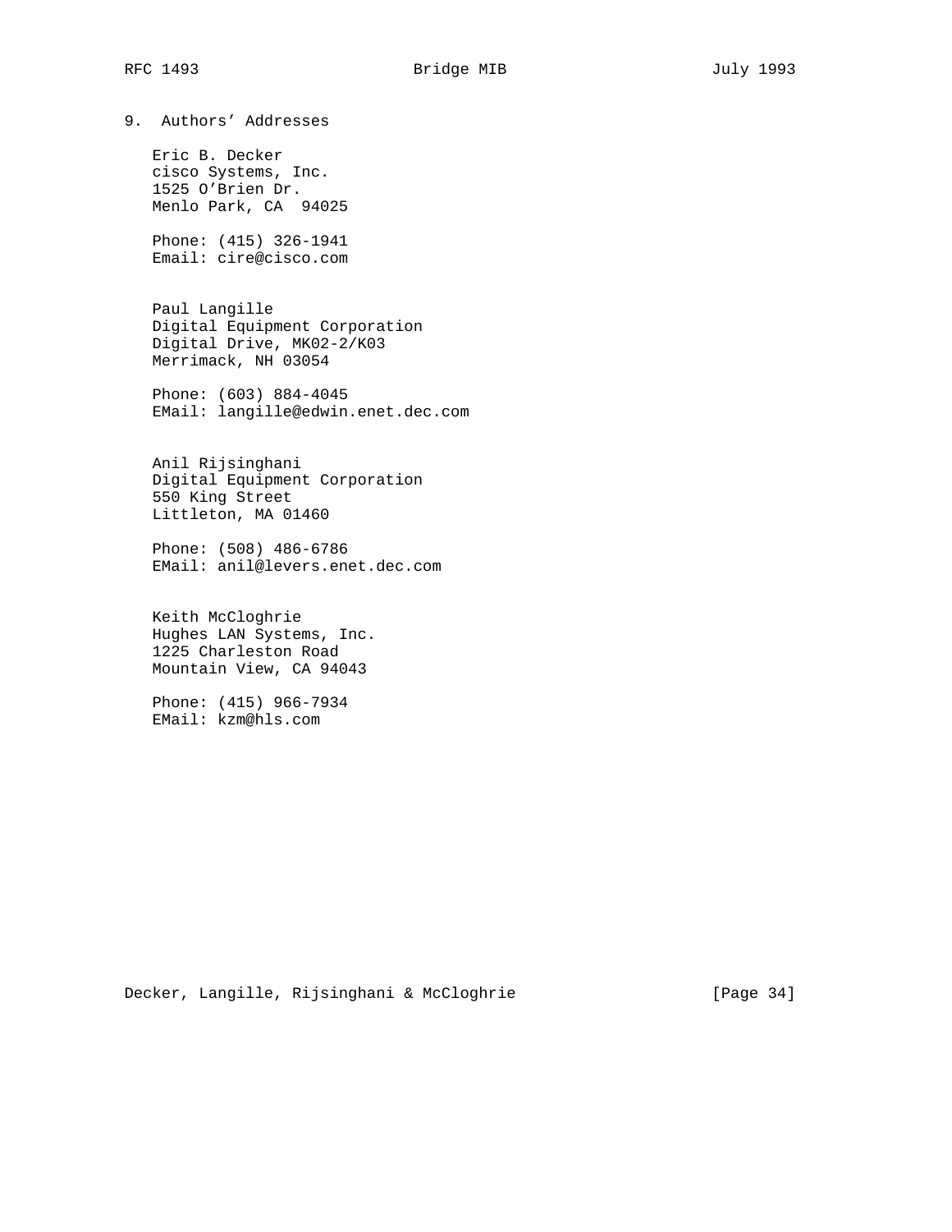## 9. Authors' Addresses

Eric B. Decker
cisco Systems, Inc.
1525 O'Brien Dr.
Menlo Park, CA  94025

Phone: (415) 326-1941
Email: cire@cisco.com

Paul Langille
Digital Equipment Corporation
Digital Drive, MK02-2/K03
Merrimack, NH 03054

Phone: (603) 884-4045
EMail: langille@edwin.enet.dec.com

Anil Rijsinghani
Digital Equipment Corporation
550 King Street
Littleton, MA 01460

Phone: (508) 486-6786
EMail: anil@levers.enet.dec.com

Keith McCloghrie
Hughes LAN Systems, Inc.
1225 Charleston Road
Mountain View, CA 94043

Phone: (415) 966-7934
EMail: kzm@hls.com